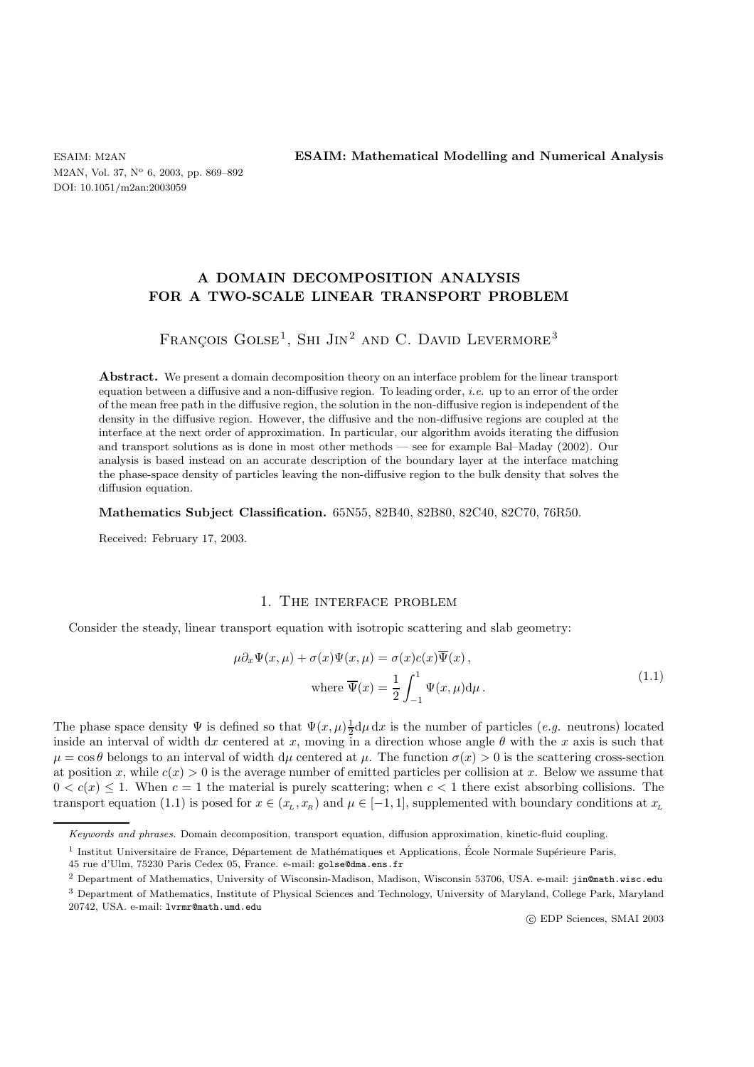# A DOMAIN DECOMPOSITION ANALYSIS FOR A TWO-SCALE LINEAR TRANSPORT PROBLEM

François Golse[1], Shi Jin[2] and C. David Levermore[3]

**Abstract.** We present a domain decomposition theory on an interface problem for the linear transport equation between a diffusive and a non-diffusive region. To leading order, *i.e.* up to an error of the order of the mean free path in the diffusive region, the solution in the non-diffusive region is independent of the density in the diffusive region. However, the diffusive and the non-diffusive regions are coupled at the interface at the next order of approximation. In particular, our algorithm avoids iterating the diffusion and transport solutions as is done in most other methods — see for example Bal–Maday (2002). Our analysis is based instead on an accurate description of the boundary layer at the interface matching the phase-space density of particles leaving the non-diffusive region to the bulk density that solves the diffusion equation.

**Mathematics Subject Classification.** 65N55, 82B40, 82B80, 82C40, 82C70, 76R50.

Received: February 17, 2003.

## 1. The interface problem

Consider the steady, linear transport equation with isotropic scattering and slab geometry:

$$
\begin{aligned}
\mu\partial_x\Psi(x,\mu) + \sigma(x)\Psi(x,\mu) &= \sigma(x)c(x)\overline{\Psi}(x)\,,\\
\text{where } \overline{\Psi}(x) &= \frac{1}{2}\int_{-1}^{1}\Psi(x,\mu)\mathrm{d}\mu\,.
\end{aligned}
\tag{1.1}
$$

The phase space density $\Psi$ is defined so that $\Psi(x,\mu)\frac{1}{2}\mathrm{d}\mu\,\mathrm{d}x$ is the number of particles (*e.g.* neutrons) located inside an interval of width $\mathrm{d}x$ centered at $x$, moving in a direction whose angle $\theta$ with the $x$ axis is such that $\mu=\cos\theta$ belongs to an interval of width $\mathrm{d}\mu$ centered at $\mu$. The function $\sigma(x)>0$ is the scattering cross-section at position $x$, while $c(x)>0$ is the average number of emitted particles per collision at $x$. Below we assume that $0<c(x)\le 1$. When $c=1$ the material is purely scattering; when $c<1$ there exist absorbing collisions. The transport equation (1.1) is posed for $x\in(x_{L},x_{R})$ and $\mu\in[-1,1]$, supplemented with boundary conditions at $x_{L}$

*Keywords and phrases.* Domain decomposition, transport equation, diffusion approximation, kinetic-fluid coupling.

[1] Institut Universitaire de France, Département de Mathématiques et Applications, École Normale Supérieure Paris, 45 rue d'Ulm, 75230 Paris Cedex 05, France. e-mail: golse@dma.ens.fr

[2] Department of Mathematics, University of Wisconsin-Madison, Madison, Wisconsin 53706, USA. e-mail: jin@math.wisc.edu

[3] Department of Mathematics, Institute of Physical Sciences and Technology, University of Maryland, College Park, Maryland 20742, USA. e-mail: lvrmr@math.umd.edu

© EDP Sciences, SMAI 2003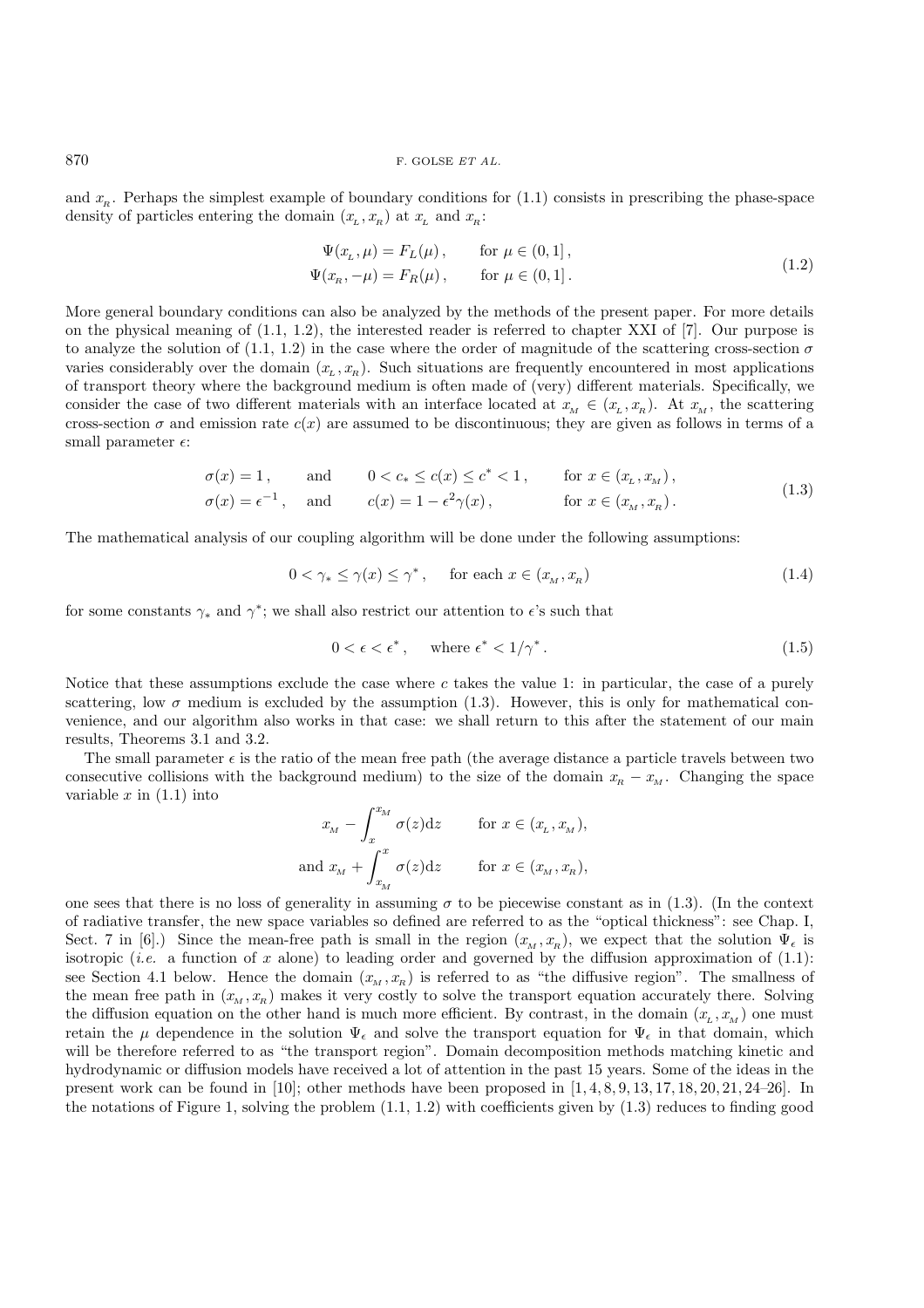and $x_R$. Perhaps the simplest example of boundary conditions for (1.1) consists in prescribing the phase-space density of particles entering the domain $(x_L, x_R)$ at $x_L$ and $x_R$:

$$
\begin{aligned}
\Psi(x_L, \mu) &= F_L(\mu), \qquad \text{for } \mu \in (0,1], \\
\Psi(x_R, -\mu) &= F_R(\mu), \qquad \text{for } \mu \in (0,1].
\end{aligned} \tag{1.2}
$$

More general boundary conditions can also be analyzed by the methods of the present paper. For more details on the physical meaning of (1.1, 1.2), the interested reader is referred to chapter XXI of [7]. Our purpose is to analyze the solution of (1.1, 1.2) in the case where the order of magnitude of the scattering cross-section $\sigma$ varies considerably over the domain $(x_L, x_R)$. Such situations are frequently encountered in most applications of transport theory where the background medium is often made of (very) different materials. Specifically, we consider the case of two different materials with an interface located at $x_M \in (x_L, x_R)$. At $x_M$, the scattering cross-section $\sigma$ and emission rate $c(x)$ are assumed to be discontinuous; they are given as follows in terms of a small parameter $\epsilon$:

$$
\begin{aligned}
\sigma(x) &= 1, \qquad \text{and} \qquad 0 < c_* \le c(x) \le c^* < 1, \qquad \text{for } x \in (x_L, x_M), \\
\sigma(x) &= \epsilon^{-1}, \quad \text{and} \qquad c(x) = 1 - \epsilon^2 \gamma(x), \qquad \text{for } x \in (x_M, x_R).
\end{aligned} \tag{1.3}
$$

The mathematical analysis of our coupling algorithm will be done under the following assumptions:

$$
0 < \gamma_* \le \gamma(x) \le \gamma^*, \qquad \text{for each } x \in (x_M, x_R) \tag{1.4}
$$

for some constants $\gamma_*$ and $\gamma^*$; we shall also restrict our attention to $\epsilon$'s such that

$$
0 < \epsilon < \epsilon^*, \qquad \text{where } \epsilon^* < 1/\gamma^*. \tag{1.5}
$$

Notice that these assumptions exclude the case where $c$ takes the value 1: in particular, the case of a purely scattering, low $\sigma$ medium is excluded by the assumption (1.3). However, this is only for mathematical convenience, and our algorithm also works in that case: we shall return to this after the statement of our main results, Theorems 3.1 and 3.2.

The small parameter $\epsilon$ is the ratio of the mean free path (the average distance a particle travels between two consecutive collisions with the background medium) to the size of the domain $x_R - x_M$. Changing the space variable $x$ in (1.1) into

$$
\begin{aligned}
& x_M - \int_x^{x_M} \sigma(z) \mathrm{d}z \qquad \text{for } x \in (x_L, x_M), \\
\text{and } & x_M + \int_{x_M}^{x} \sigma(z) \mathrm{d}z \qquad \text{for } x \in (x_M, x_R),
\end{aligned}
$$

one sees that there is no loss of generality in assuming $\sigma$ to be piecewise constant as in (1.3). (In the context of radiative transfer, the new space variables so defined are referred to as the "optical thickness": see Chap. I, Sect. 7 in [6].) Since the mean-free path is small in the region $(x_M, x_R)$, we expect that the solution $\Psi_\epsilon$ is isotropic (*i.e.* a function of $x$ alone) to leading order and governed by the diffusion approximation of (1.1): see Section 4.1 below. Hence the domain $(x_M, x_R)$ is referred to as "the diffusive region". The smallness of the mean free path in $(x_M, x_R)$ makes it very costly to solve the transport equation accurately there. Solving the diffusion equation on the other hand is much more efficient. By contrast, in the domain $(x_L, x_M)$ one must retain the $\mu$ dependence in the solution $\Psi_\epsilon$ and solve the transport equation for $\Psi_\epsilon$ in that domain, which will be therefore referred to as "the transport region". Domain decomposition methods matching kinetic and hydrodynamic or diffusion models have received a lot of attention in the past 15 years. Some of the ideas in the present work can be found in [10]; other methods have been proposed in [1, 4, 8, 9, 13, 17, 18, 20, 21, 24–26]. In the notations of Figure 1, solving the problem (1.1, 1.2) with coefficients given by (1.3) reduces to finding good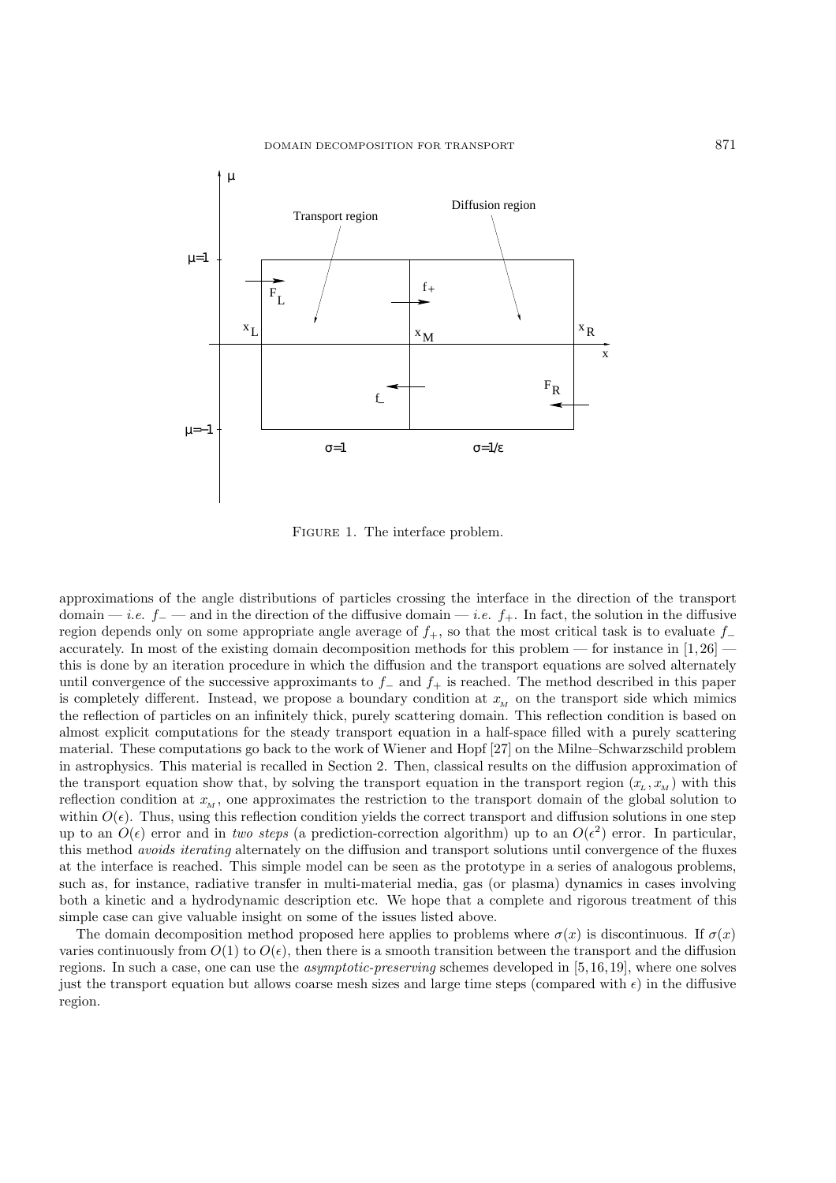Figure 1. The interface problem.

approximations of the angle distributions of particles crossing the interface in the direction of the transport domain — *i.e.* $f_-$ — and in the direction of the diffusive domain — *i.e.* $f_+$. In fact, the solution in the diffusive region depends only on some appropriate angle average of $f_+$, so that the most critical task is to evaluate $f_-$ accurately. In most of the existing domain decomposition methods for this problem — for instance in [1,26] — this is done by an iteration procedure in which the diffusion and the transport equations are solved alternately until convergence of the successive approximants to $f_-$ and $f_+$ is reached. The method described in this paper is completely different. Instead, we propose a boundary condition at $x_M$ on the transport side which mimics the reflection of particles on an infinitely thick, purely scattering domain. This reflection condition is based on almost explicit computations for the steady transport equation in a half-space filled with a purely scattering material. These computations go back to the work of Wiener and Hopf [27] on the Milne–Schwarzschild problem in astrophysics. This material is recalled in Section 2. Then, classical results on the diffusion approximation of the transport equation show that, by solving the transport equation in the transport region $(x_L, x_M)$ with this reflection condition at $x_M$, one approximates the restriction to the transport domain of the global solution to within $O(\epsilon)$. Thus, using this reflection condition yields the correct transport and diffusion solutions in one step up to an $O(\epsilon)$ error and in *two steps* (a prediction-correction algorithm) up to an $O(\epsilon^2)$ error. In particular, this method *avoids iterating* alternately on the diffusion and transport solutions until convergence of the fluxes at the interface is reached. This simple model can be seen as the prototype in a series of analogous problems, such as, for instance, radiative transfer in multi-material media, gas (or plasma) dynamics in cases involving both a kinetic and a hydrodynamic description etc. We hope that a complete and rigorous treatment of this simple case can give valuable insight on some of the issues listed above.

The domain decomposition method proposed here applies to problems where $\sigma(x)$ is discontinuous. If $\sigma(x)$ varies continuously from $O(1)$ to $O(\epsilon)$, then there is a smooth transition between the transport and the diffusion regions. In such a case, one can use the *asymptotic-preserving* schemes developed in [5,16,19], where one solves just the transport equation but allows coarse mesh sizes and large time steps (compared with $\epsilon$) in the diffusive region.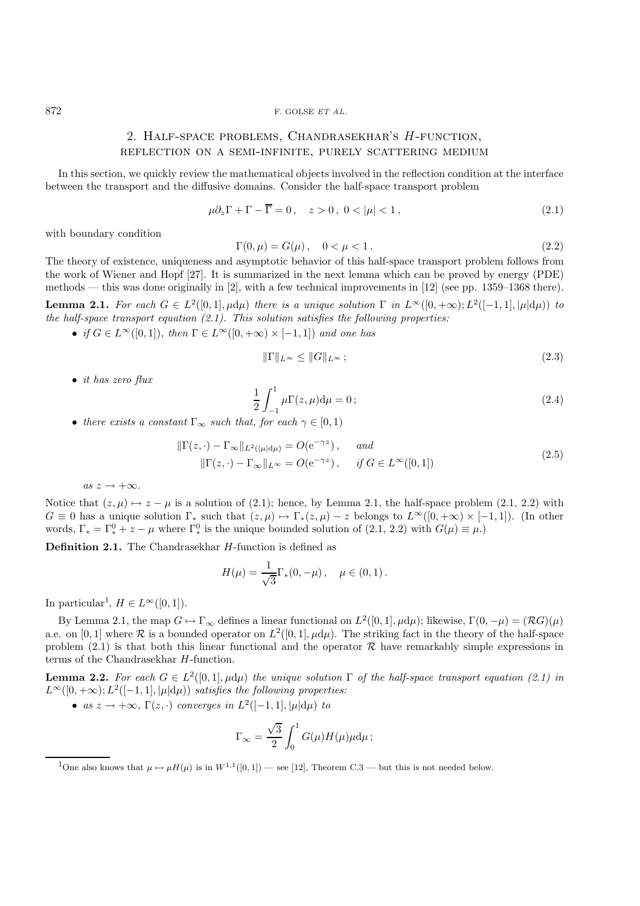## 2. Half-space problems, Chandrasekhar's $H$-function, reflection on a semi-infinite, purely scattering medium

In this section, we quickly review the mathematical objects involved in the reflection condition at the interface between the transport and the diffusive domains. Consider the half-space transport problem

$$\mu\partial_z\Gamma + \Gamma - \overline{\Gamma} = 0\,, \quad z > 0\,,\ 0 < |\mu| < 1\,, \tag{2.1}$$

with boundary condition

$$\Gamma(0,\mu) = G(\mu)\,, \quad 0 < \mu < 1\,. \tag{2.2}$$

The theory of existence, uniqueness and asymptotic behavior of this half-space transport problem follows from the work of Wiener and Hopf [27]. It is summarized in the next lemma which can be proved by energy (PDE) methods — this was done originally in [2], with a few technical improvements in [12] (see pp. 1359–1368 there).

**Lemma 2.1.** *For each $G \in L^2([0,1],\mu\mathrm{d}\mu)$ there is a unique solution $\Gamma$ in $L^\infty([0,+\infty);L^2([-1,1],|\mu|\mathrm{d}\mu))$ to the half-space transport equation (2.1). This solution satisfies the following properties:*

- *if $G \in L^\infty([0,1])$, then $\Gamma \in L^\infty([0,+\infty)\times[-1,1])$ and one has*

$$\|\Gamma\|_{L^\infty} \leq \|G\|_{L^\infty}\,; \tag{2.3}$$

- *it has zero flux*

$$\frac{1}{2}\int_{-1}^{1}\mu\Gamma(z,\mu)\mathrm{d}\mu = 0\,; \tag{2.4}$$

- *there exists a constant $\Gamma_\infty$ such that, for each $\gamma \in [0,1)$*

$$\begin{aligned}\|\Gamma(z,\cdot) - \Gamma_\infty\|_{L^2(|\mu|\mathrm{d}\mu)} &= O(\mathrm{e}^{-\gamma z})\,, \quad \textit{and}\\ \|\Gamma(z,\cdot) - \Gamma_\infty\|_{L^\infty} &= O(\mathrm{e}^{-\gamma z})\,, \quad \textit{if } G \in L^\infty([0,1])\end{aligned} \tag{2.5}$$

*as $z \to +\infty$.*

Notice that $(z,\mu) \mapsto z - \mu$ is a solution of (2.1); hence, by Lemma 2.1, the half-space problem (2.1, 2.2) with $G \equiv 0$ has a unique solution $\Gamma_*$ such that $(z,\mu) \mapsto \Gamma_*(z,\mu) - z$ belongs to $L^\infty([0,+\infty)\times[-1,1])$. (In other words, $\Gamma_* = \Gamma_*^0 + z - \mu$ where $\Gamma_*^0$ is the unique bounded solution of (2.1, 2.2) with $G(\mu) \equiv \mu$.)

**Definition 2.1.** The Chandrasekhar $H$-function is defined as

$$H(\mu) = \frac{1}{\sqrt{3}}\Gamma_*(0,-\mu)\,, \quad \mu \in (0,1)\,.$$

In particular[1], $H \in L^\infty([0,1])$.

By Lemma 2.1, the map $G \mapsto \Gamma_\infty$ defines a linear functional on $L^2([0,1],\mu\mathrm{d}\mu)$; likewise, $\Gamma(0,-\mu) = (\mathcal{R}G)(\mu)$ a.e. on $[0,1]$ where $\mathcal{R}$ is a bounded operator on $L^2([0,1],\mu\mathrm{d}\mu)$. The striking fact in the theory of the half-space problem (2.1) is that both this linear functional and the operator $\mathcal{R}$ have remarkably simple expressions in terms of the Chandrasekhar $H$-function.

**Lemma 2.2.** *For each $G \in L^2([0,1],\mu\mathrm{d}\mu)$ the unique solution $\Gamma$ of the half-space transport equation (2.1) in $L^\infty([0,+\infty);L^2([-1,1],|\mu|\mathrm{d}\mu))$ satisfies the following properties:*

- *as $z \to +\infty$, $\Gamma(z,\cdot)$ converges in $L^2([-1,1],|\mu|\mathrm{d}\mu)$ to*

$$\Gamma_\infty = \frac{\sqrt{3}}{2}\int_0^1 G(\mu)H(\mu)\mu\mathrm{d}\mu\,;$$

---

[1] One also knows that $\mu \mapsto \mu H(\mu)$ is in $W^{1,1}([0,1])$ — see [12], Theorem C.3 — but this is not needed below.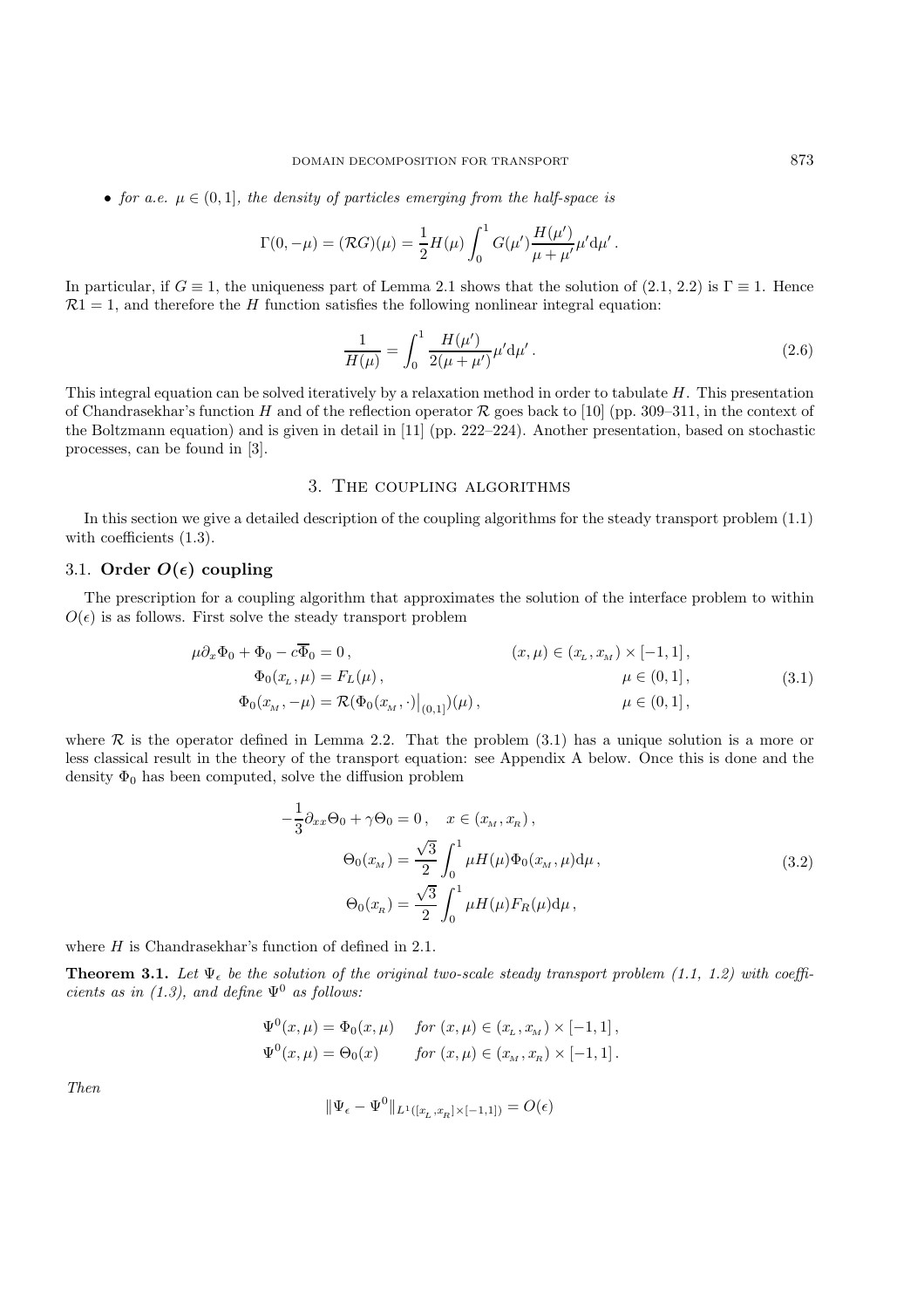- *for a.e.* $\mu \in (0,1]$*, the density of particles emerging from the half-space is*

$$\Gamma(0,-\mu) = (\mathcal{R}G)(\mu) = \frac{1}{2}H(\mu)\int_0^1 G(\mu')\frac{H(\mu')}{\mu+\mu'}\mu' \mathrm{d}\mu' .$$

In particular, if $G \equiv 1$, the uniqueness part of Lemma 2.1 shows that the solution of (2.1, 2.2) is $\Gamma \equiv 1$. Hence $\mathcal{R}1 = 1$, and therefore the $H$ function satisfies the following nonlinear integral equation:

$$\frac{1}{H(\mu)} = \int_0^1 \frac{H(\mu')}{2(\mu+\mu')}\mu' \mathrm{d}\mu' . \tag{2.6}$$

This integral equation can be solved iteratively by a relaxation method in order to tabulate $H$. This presentation of Chandrasekhar's function $H$ and of the reflection operator $\mathcal{R}$ goes back to [10] (pp. 309–311, in the context of the Boltzmann equation) and is given in detail in [11] (pp. 222–224). Another presentation, based on stochastic processes, can be found in [3].

## 3. The coupling algorithms

In this section we give a detailed description of the coupling algorithms for the steady transport problem (1.1) with coefficients (1.3).

### 3.1. Order $O(\epsilon)$ coupling

The prescription for a coupling algorithm that approximates the solution of the interface problem to within $O(\epsilon)$ is as follows. First solve the steady transport problem

$$\begin{aligned}
\mu\partial_x\Phi_0 + \Phi_0 - c\overline{\Phi}_0 &= 0\,, & (x,\mu) &\in (x_L, x_M)\times[-1,1]\,,\\
\Phi_0(x_L,\mu) &= F_L(\mu)\,, & \mu &\in (0,1]\,,\\
\Phi_0(x_M,-\mu) &= \mathcal{R}(\Phi_0(x_M,\cdot)\big|_{(0,1]})(\mu)\,, & \mu &\in (0,1]\,,
\end{aligned} \tag{3.1}$$

where $\mathcal{R}$ is the operator defined in Lemma 2.2. That the problem (3.1) has a unique solution is a more or less classical result in the theory of the transport equation: see Appendix A below. Once this is done and the density $\Phi_0$ has been computed, solve the diffusion problem

$$\begin{aligned}
-\frac{1}{3}\partial_{xx}\Theta_0 + \gamma\Theta_0 = 0\,, \quad x \in (x_M, x_R)\,,\\
\Theta_0(x_M) = \frac{\sqrt{3}}{2}\int_0^1 \mu H(\mu)\Phi_0(x_M,\mu)\mathrm{d}\mu\,,\\
\Theta_0(x_R) = \frac{\sqrt{3}}{2}\int_0^1 \mu H(\mu)F_R(\mu)\mathrm{d}\mu\,,
\end{aligned} \tag{3.2}$$

where $H$ is Chandrasekhar's function of defined in 2.1.

**Theorem 3.1.** *Let* $\Psi_\epsilon$ *be the solution of the original two-scale steady transport problem (1.1, 1.2) with coefficients as in (1.3), and define* $\Psi^0$ *as follows:*

$$\begin{aligned}
\Psi^0(x,\mu) &= \Phi_0(x,\mu) \quad &&\textit{for } (x,\mu)\in(x_L,x_M)\times[-1,1]\,,\\
\Psi^0(x,\mu) &= \Theta_0(x) \quad &&\textit{for } (x,\mu)\in(x_M,x_R)\times[-1,1]\,.
\end{aligned}$$

*Then*

$$\|\Psi_\epsilon - \Psi^0\|_{L^1([x_L,x_R]\times[-1,1])} = O(\epsilon)$$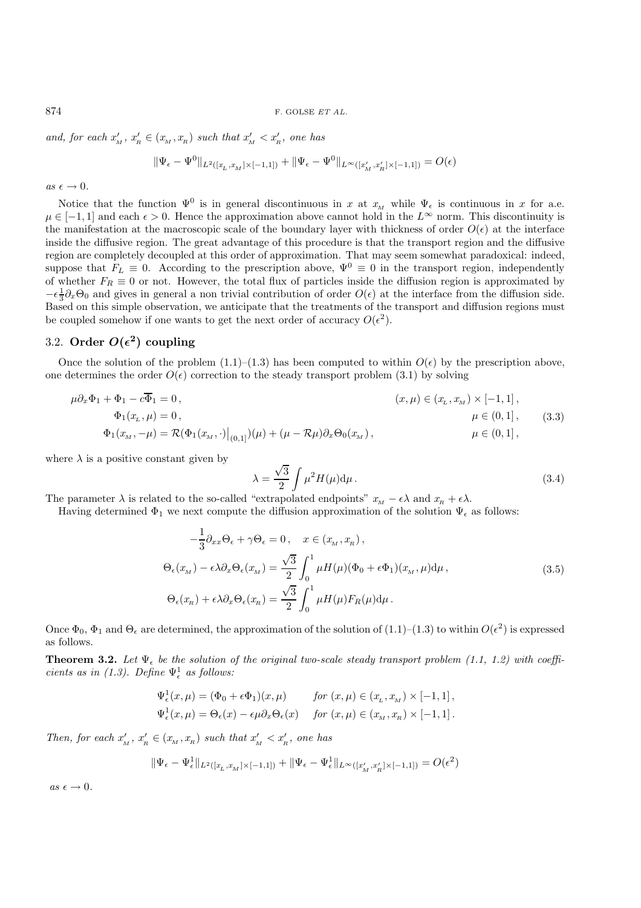*and, for each $x'_{M}$, $x'_{R} \in (x_{M}, x_{R})$ such that $x'_{M} < x'_{R}$, one has*

$$\|\Psi_\epsilon - \Psi^0\|_{L^2([x_L, x_M]\times[-1,1])} + \|\Psi_\epsilon - \Psi^0\|_{L^\infty([x'_M, x'_R]\times[-1,1])} = O(\epsilon)$$

*as $\epsilon \to 0$.*

Notice that the function $\Psi^0$ is in general discontinuous in $x$ at $x_M$ while $\Psi_\epsilon$ is continuous in $x$ for a.e. $\mu \in [-1, 1]$ and each $\epsilon > 0$. Hence the approximation above cannot hold in the $L^\infty$ norm. This discontinuity is the manifestation at the macroscopic scale of the boundary layer with thickness of order $O(\epsilon)$ at the interface inside the diffusive region. The great advantage of this procedure is that the transport region and the diffusive region are completely decoupled at this order of approximation. That may seem somewhat paradoxical: indeed, suppose that $F_L \equiv 0$. According to the prescription above, $\Psi^0 \equiv 0$ in the transport region, independently of whether $F_R \equiv 0$ or not. However, the total flux of particles inside the diffusion region is approximated by $-\epsilon\frac{1}{3}\partial_x\Theta_0$ and gives in general a non trivial contribution of order $O(\epsilon)$ at the interface from the diffusion side. Based on this simple observation, we anticipate that the treatments of the transport and diffusion regions must be coupled somehow if one wants to get the next order of accuracy $O(\epsilon^2)$.

## 3.2. Order $O(\epsilon^2)$ coupling

Once the solution of the problem (1.1)–(1.3) has been computed to within $O(\epsilon)$ by the prescription above, one determines the order $O(\epsilon)$ correction to the steady transport problem (3.1) by solving

$$\begin{aligned}
&\mu\partial_x\Phi_1 + \Phi_1 - c\overline{\Phi}_1 = 0\,, && (x,\mu) \in (x_L, x_M)\times[-1,1]\,,\\
&\Phi_1(x_L, \mu) = 0\,, && \mu \in (0,1]\,,\\
&\Phi_1(x_M, -\mu) = \mathcal{R}(\Phi_1(x_M,\cdot)\big|_{(0,1]})(\mu) + (\mu - \mathcal{R}\mu)\partial_x\Theta_0(x_M)\,, && \mu \in (0,1]\,,
\end{aligned} \tag{3.3}$$

where $\lambda$ is a positive constant given by

$$\lambda = \frac{\sqrt{3}}{2}\int \mu^2 H(\mu)\mathrm{d}\mu\,. \tag{3.4}$$

The parameter $\lambda$ is related to the so-called "extrapolated endpoints" $x_M - \epsilon\lambda$ and $x_R + \epsilon\lambda$.

Having determined $\Phi_1$ we next compute the diffusion approximation of the solution $\Psi_\epsilon$ as follows:

$$\begin{aligned}
&-\frac{1}{3}\partial_{xx}\Theta_\epsilon + \gamma\Theta_\epsilon = 0\,, \quad x \in (x_M, x_R)\,,\\
&\Theta_\epsilon(x_M) - \epsilon\lambda\partial_x\Theta_\epsilon(x_M) = \frac{\sqrt{3}}{2}\int_0^1 \mu H(\mu)(\Phi_0 + \epsilon\Phi_1)(x_M,\mu)\mathrm{d}\mu\,,\\
&\Theta_\epsilon(x_R) + \epsilon\lambda\partial_x\Theta_\epsilon(x_R) = \frac{\sqrt{3}}{2}\int_0^1 \mu H(\mu)F_R(\mu)\mathrm{d}\mu\,.
\end{aligned} \tag{3.5}$$

Once $\Phi_0$, $\Phi_1$ and $\Theta_\epsilon$ are determined, the approximation of the solution of (1.1)–(1.3) to within $O(\epsilon^2)$ is expressed as follows.

**Theorem 3.2.** *Let $\Psi_\epsilon$ be the solution of the original two-scale steady transport problem (1.1, 1.2) with coefficients as in (1.3). Define $\Psi^1_\epsilon$ as follows:*

$$\begin{aligned}
&\Psi^1_\epsilon(x,\mu) = (\Phi_0 + \epsilon\Phi_1)(x,\mu) && \text{for } (x,\mu) \in (x_L, x_M)\times[-1,1]\,,\\
&\Psi^1_\epsilon(x,\mu) = \Theta_\epsilon(x) - \epsilon\mu\partial_x\Theta_\epsilon(x) && \text{for } (x,\mu) \in (x_M, x_R)\times[-1,1]\,.
\end{aligned}$$

*Then, for each $x'_{M}$, $x'_{R} \in (x_{M}, x_{R})$ such that $x'_{M} < x'_{R}$, one has*

$$\|\Psi_\epsilon - \Psi^1_\epsilon\|_{L^2([x_L, x_M]\times[-1,1])} + \|\Psi_\epsilon - \Psi^1_\epsilon\|_{L^\infty([x'_M, x'_R]\times[-1,1])} = O(\epsilon^2)$$

*as $\epsilon \to 0$.*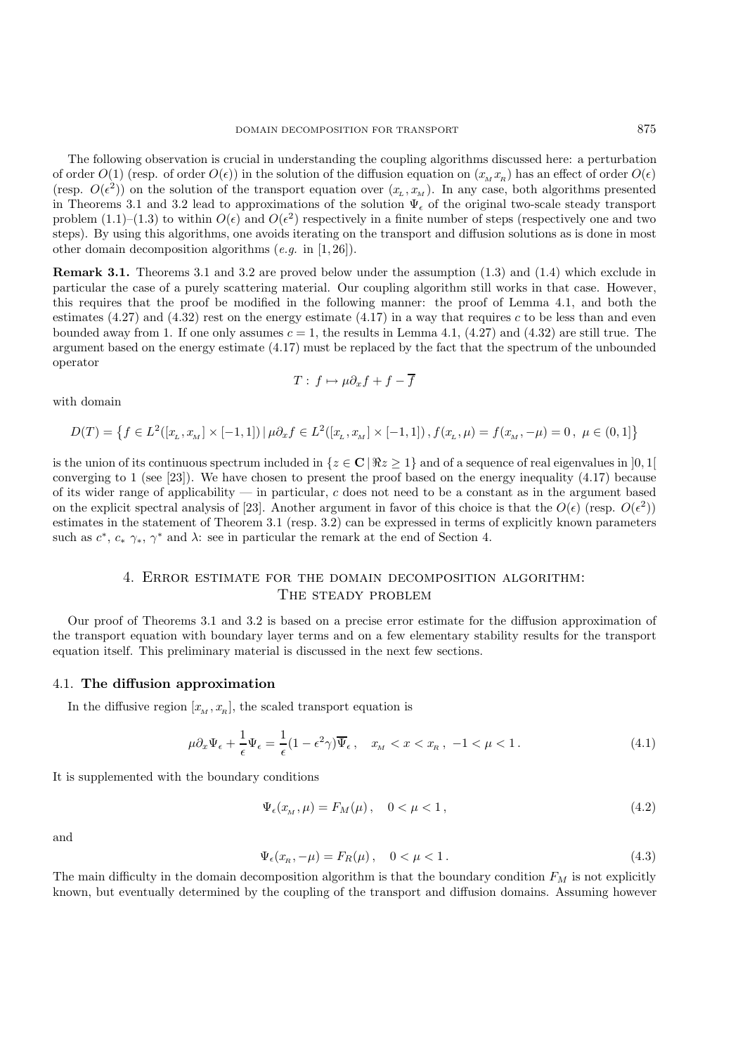The following observation is crucial in understanding the coupling algorithms discussed here: a perturbation of order $O(1)$ (resp. of order $O(\epsilon)$) in the solution of the diffusion equation on $(x_M x_R)$ has an effect of order $O(\epsilon)$ (resp. $O(\epsilon^2)$) on the solution of the transport equation over $(x_L, x_M)$. In any case, both algorithms presented in Theorems 3.1 and 3.2 lead to approximations of the solution $\Psi_\epsilon$ of the original two-scale steady transport problem (1.1)–(1.3) to within $O(\epsilon)$ and $O(\epsilon^2)$ respectively in a finite number of steps (respectively one and two steps). By using this algorithms, one avoids iterating on the transport and diffusion solutions as is done in most other domain decomposition algorithms (*e.g.* in [1, 26]).

**Remark 3.1.** Theorems 3.1 and 3.2 are proved below under the assumption (1.3) and (1.4) which exclude in particular the case of a purely scattering material. Our coupling algorithm still works in that case. However, this requires that the proof be modified in the following manner: the proof of Lemma 4.1, and both the estimates (4.27) and (4.32) rest on the energy estimate (4.17) in a way that requires $c$ to be less than and even bounded away from 1. If one only assumes $c = 1$, the results in Lemma 4.1, (4.27) and (4.32) are still true. The argument based on the energy estimate (4.17) must be replaced by the fact that the spectrum of the unbounded operator

$$T : f \mapsto \mu\partial_x f + f - \overline{f}$$

with domain

$$D(T) = \left\{ f \in L^2([x_L, x_M] \times [-1, 1]) \,|\, \mu\partial_x f \in L^2([x_L, x_M] \times [-1, 1]) \,, f(x_L, \mu) = f(x_M, -\mu) = 0 \,,\ \mu \in (0, 1] \right\}$$

is the union of its continuous spectrum included in $\{z \in \mathbf{C} \,|\, \Re z \geq 1\}$ and of a sequence of real eigenvalues in $]0, 1[$ converging to 1 (see [23]). We have chosen to present the proof based on the energy inequality (4.17) because of its wider range of applicability — in particular, $c$ does not need to be a constant as in the argument based on the explicit spectral analysis of [23]. Another argument in favor of this choice is that the $O(\epsilon)$ (resp. $O(\epsilon^2)$) estimates in the statement of Theorem 3.1 (resp. 3.2) can be expressed in terms of explicitly known parameters such as $c^*$, $c_*$ $\gamma_*$, $\gamma^*$ and $\lambda$: see in particular the remark at the end of Section 4.

## 4. Error estimate for the domain decomposition algorithm: The steady problem

Our proof of Theorems 3.1 and 3.2 is based on a precise error estimate for the diffusion approximation of the transport equation with boundary layer terms and on a few elementary stability results for the transport equation itself. This preliminary material is discussed in the next few sections.

### 4.1. The diffusion approximation

In the diffusive region $[x_M, x_R]$, the scaled transport equation is

$$\mu\partial_x\Psi_\epsilon + \frac{1}{\epsilon}\Psi_\epsilon = \frac{1}{\epsilon}(1 - \epsilon^2\gamma)\overline{\Psi}_\epsilon \,, \quad x_M < x < x_R \,,\ -1 < \mu < 1 \,. \tag{4.1}$$

It is supplemented with the boundary conditions

$$\Psi_\epsilon(x_M, \mu) = F_M(\mu) \,, \quad 0 < \mu < 1 \,, \tag{4.2}$$

and

$$\Psi_\epsilon(x_R, -\mu) = F_R(\mu) \,, \quad 0 < \mu < 1 \,. \tag{4.3}$$

The main difficulty in the domain decomposition algorithm is that the boundary condition $F_M$ is not explicitly known, but eventually determined by the coupling of the transport and diffusion domains. Assuming however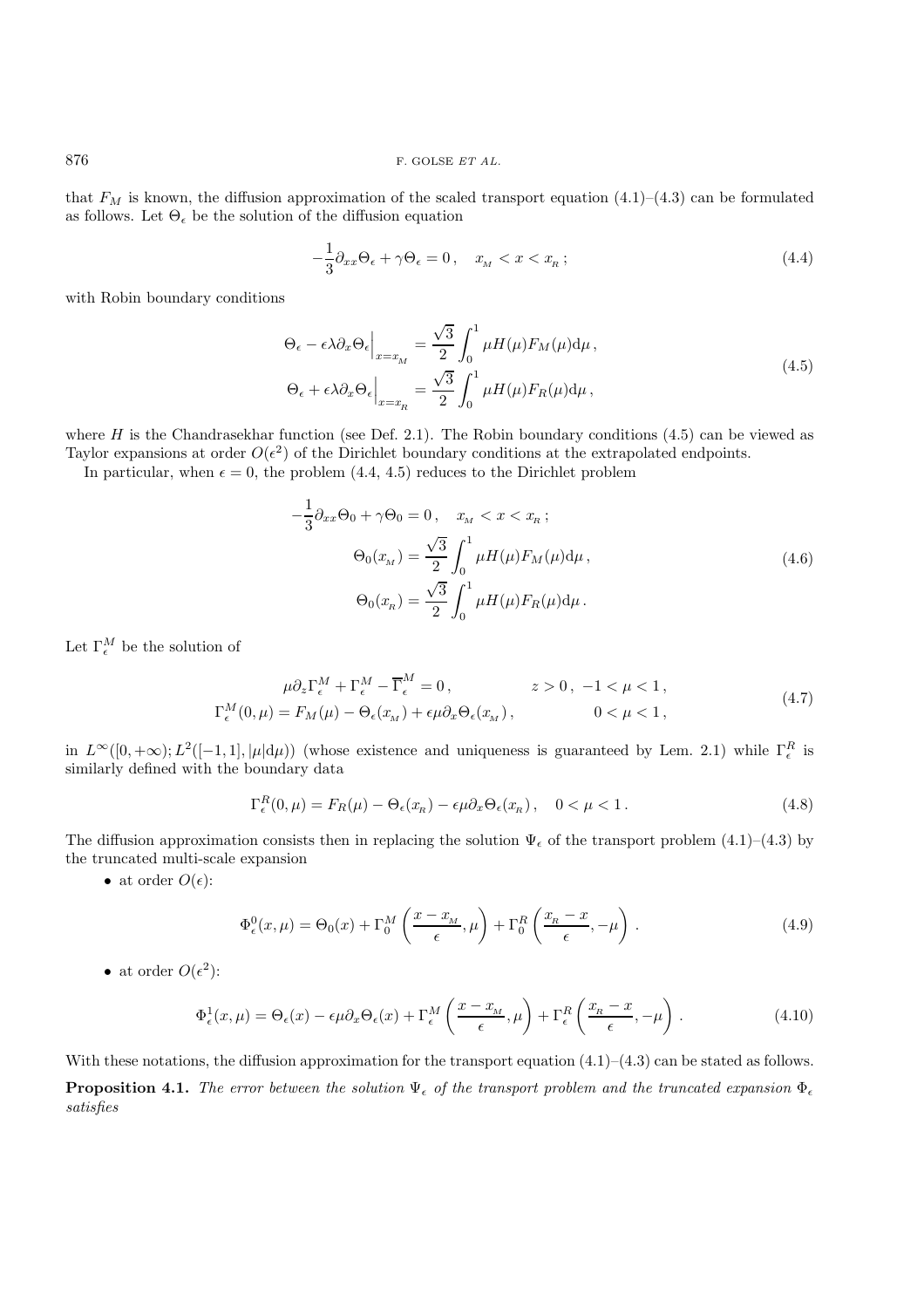that $F_M$ is known, the diffusion approximation of the scaled transport equation (4.1)–(4.3) can be formulated as follows. Let $\Theta_\epsilon$ be the solution of the diffusion equation

$$
-\frac{1}{3}\partial_{xx}\Theta_\epsilon + \gamma\Theta_\epsilon = 0\,, \quad x_{_M} < x < x_{_R}\,; \tag{4.4}
$$

with Robin boundary conditions

$$
\begin{aligned}
\Theta_\epsilon - \epsilon\lambda\partial_x\Theta_\epsilon\Big|_{x=x_{_M}} &= \frac{\sqrt{3}}{2}\int_0^1 \mu H(\mu) F_M(\mu)\mathrm{d}\mu\,,\\
\Theta_\epsilon + \epsilon\lambda\partial_x\Theta_\epsilon\Big|_{x=x_{_R}} &= \frac{\sqrt{3}}{2}\int_0^1 \mu H(\mu) F_R(\mu)\mathrm{d}\mu\,,
\end{aligned} \tag{4.5}
$$

where $H$ is the Chandrasekhar function (see Def. 2.1). The Robin boundary conditions (4.5) can be viewed as Taylor expansions at order $O(\epsilon^2)$ of the Dirichlet boundary conditions at the extrapolated endpoints.

In particular, when $\epsilon = 0$, the problem (4.4, 4.5) reduces to the Dirichlet problem

$$
\begin{aligned}
-\frac{1}{3}\partial_{xx}\Theta_0 + \gamma\Theta_0 = 0\,, \quad x_{_M} < x < x_{_R}\,;\\
\Theta_0(x_{_M}) = \frac{\sqrt{3}}{2}\int_0^1 \mu H(\mu) F_M(\mu)\mathrm{d}\mu\,,\\
\Theta_0(x_{_R}) = \frac{\sqrt{3}}{2}\int_0^1 \mu H(\mu) F_R(\mu)\mathrm{d}\mu\,.
\end{aligned} \tag{4.6}
$$

Let $\Gamma_\epsilon^M$ be the solution of

$$
\begin{aligned}
\mu\partial_z\Gamma_\epsilon^M + \Gamma_\epsilon^M - \overline{\Gamma}_\epsilon^M = 0\,, \qquad & z>0\,,\ -1<\mu<1\,,\\
\Gamma_\epsilon^M(0,\mu) = F_M(\mu) - \Theta_\epsilon(x_{_M}) + \epsilon\mu\partial_x\Theta_\epsilon(x_{_M})\,, \qquad & 0<\mu<1\,,
\end{aligned} \tag{4.7}
$$

in $L^\infty([0,+\infty); L^2([-1,1],|\mu|\mathrm{d}\mu))$ (whose existence and uniqueness is guaranteed by Lem. 2.1) while $\Gamma_\epsilon^R$ is similarly defined with the boundary data

$$
\Gamma_\epsilon^R(0,\mu) = F_R(\mu) - \Theta_\epsilon(x_{_R}) - \epsilon\mu\partial_x\Theta_\epsilon(x_{_R})\,, \quad 0<\mu<1\,. \tag{4.8}
$$

The diffusion approximation consists then in replacing the solution $\Psi_\epsilon$ of the transport problem (4.1)–(4.3) by the truncated multi-scale expansion

- at order $O(\epsilon)$:

$$
\Phi_\epsilon^0(x,\mu) = \Theta_0(x) + \Gamma_0^M\left(\frac{x-x_{_M}}{\epsilon},\mu\right) + \Gamma_0^R\left(\frac{x_{_R}-x}{\epsilon},-\mu\right)\,. \tag{4.9}
$$

- at order $O(\epsilon^2)$:

$$
\Phi_\epsilon^1(x,\mu) = \Theta_\epsilon(x) - \epsilon\mu\partial_x\Theta_\epsilon(x) + \Gamma_\epsilon^M\left(\frac{x-x_{_M}}{\epsilon},\mu\right) + \Gamma_\epsilon^R\left(\frac{x_{_R}-x}{\epsilon},-\mu\right)\,. \tag{4.10}
$$

With these notations, the diffusion approximation for the transport equation (4.1)–(4.3) can be stated as follows.

**Proposition 4.1.** *The error between the solution $\Psi_\epsilon$ of the transport problem and the truncated expansion $\Phi_\epsilon$ satisfies*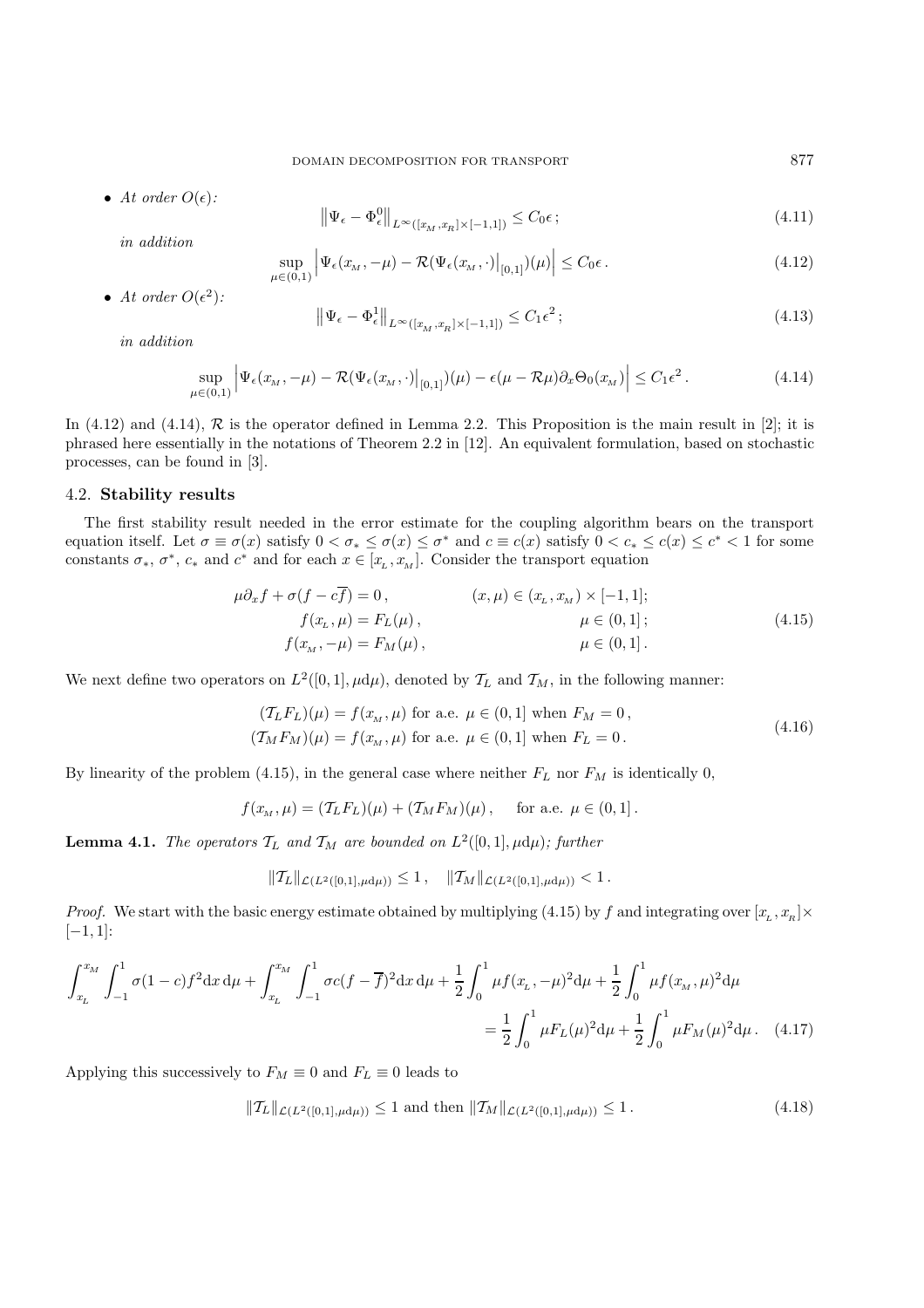- *At order $O(\epsilon)$:*

$$\left\|\Psi_\epsilon - \Phi_\epsilon^0\right\|_{L^\infty([x_M,x_R]\times[-1,1])} \le C_0\epsilon\,; \tag{4.11}$$

*in addition*

$$\sup_{\mu\in(0,1)}\left|\Psi_\epsilon(x_M,-\mu) - \mathcal{R}(\Psi_\epsilon(x_M,\cdot)\big|_{[0,1]})(\mu)\right| \le C_0\epsilon\,. \tag{4.12}$$

- *At order $O(\epsilon^2)$:*

$$\left\|\Psi_\epsilon - \Phi_\epsilon^1\right\|_{L^\infty([x_M,x_R]\times[-1,1])} \le C_1\epsilon^2\,; \tag{4.13}$$

*in addition*

$$\sup_{\mu\in(0,1)}\left|\Psi_\epsilon(x_M,-\mu) - \mathcal{R}(\Psi_\epsilon(x_M,\cdot)\big|_{[0,1]})(\mu) - \epsilon(\mu - \mathcal{R}\mu)\partial_x\Theta_0(x_M)\right| \le C_1\epsilon^2\,. \tag{4.14}$$

In (4.12) and (4.14), $\mathcal{R}$ is the operator defined in Lemma 2.2. This Proposition is the main result in [2]; it is phrased here essentially in the notations of Theorem 2.2 in [12]. An equivalent formulation, based on stochastic processes, can be found in [3].

### 4.2. **Stability results**

The first stability result needed in the error estimate for the coupling algorithm bears on the transport equation itself. Let $\sigma \equiv \sigma(x)$ satisfy $0 < \sigma_* \le \sigma(x) \le \sigma^*$ and $c \equiv c(x)$ satisfy $0 < c_* \le c(x) \le c^* < 1$ for some constants $\sigma_*$, $\sigma^*$, $c_*$ and $c^*$ and for each $x \in [x_L, x_M]$. Consider the transport equation

$$\begin{aligned}
\mu\partial_x f + \sigma(f - c\overline{f}) &= 0\,, && (x,\mu) \in (x_L, x_M)\times[-1,1];\\
f(x_L,\mu) &= F_L(\mu)\,, && \mu \in (0,1]\,;\\
f(x_M,-\mu) &= F_M(\mu)\,, && \mu \in (0,1]\,.
\end{aligned} \tag{4.15}$$

We next define two operators on $L^2([0,1],\mu\mathrm{d}\mu)$, denoted by $\mathcal{T}_L$ and $\mathcal{T}_M$, in the following manner:

$$\begin{aligned}
(\mathcal{T}_L F_L)(\mu) &= f(x_M,\mu) \text{ for a.e. } \mu\in(0,1] \text{ when } F_M = 0\,,\\
(\mathcal{T}_M F_M)(\mu) &= f(x_M,\mu) \text{ for a.e. } \mu\in(0,1] \text{ when } F_L = 0\,.
\end{aligned} \tag{4.16}$$

By linearity of the problem (4.15), in the general case where neither $F_L$ nor $F_M$ is identically 0,

$$f(x_M,\mu) = (\mathcal{T}_L F_L)(\mu) + (\mathcal{T}_M F_M)(\mu)\,, \quad \text{for a.e. } \mu\in(0,1]\,.$$

**Lemma 4.1.** *The operators $\mathcal{T}_L$ and $\mathcal{T}_M$ are bounded on $L^2([0,1],\mu\mathrm{d}\mu)$; further*

$$\|\mathcal{T}_L\|_{\mathcal{L}(L^2([0,1],\mu\mathrm{d}\mu))} \le 1\,, \quad \|\mathcal{T}_M\|_{\mathcal{L}(L^2([0,1],\mu\mathrm{d}\mu))} < 1\,.$$

*Proof.* We start with the basic energy estimate obtained by multiplying (4.15) by $f$ and integrating over $[x_L, x_R]\times[-1,1]$:

$$\begin{aligned}
\int_{x_L}^{x_M}\int_{-1}^1 \sigma(1-c)f^2\mathrm{d}x\,\mathrm{d}\mu + \int_{x_L}^{x_M}\int_{-1}^1 \sigma c(f-\overline{f})^2\mathrm{d}x\,\mathrm{d}\mu + \frac{1}{2}\int_0^1 \mu f(x_L,-\mu)^2\mathrm{d}\mu + \frac{1}{2}\int_0^1 \mu f(x_M,\mu)^2\mathrm{d}\mu&\\
= \frac{1}{2}\int_0^1 \mu F_L(\mu)^2\mathrm{d}\mu + \frac{1}{2}\int_0^1 \mu F_M(\mu)^2\mathrm{d}\mu\,.&
\end{aligned} \tag{4.17}$$

Applying this successively to $F_M \equiv 0$ and $F_L \equiv 0$ leads to

$$\|\mathcal{T}_L\|_{\mathcal{L}(L^2([0,1],\mu\mathrm{d}\mu))} \le 1 \text{ and then } \|\mathcal{T}_M\|_{\mathcal{L}(L^2([0,1],\mu\mathrm{d}\mu))} \le 1\,. \tag{4.18}$$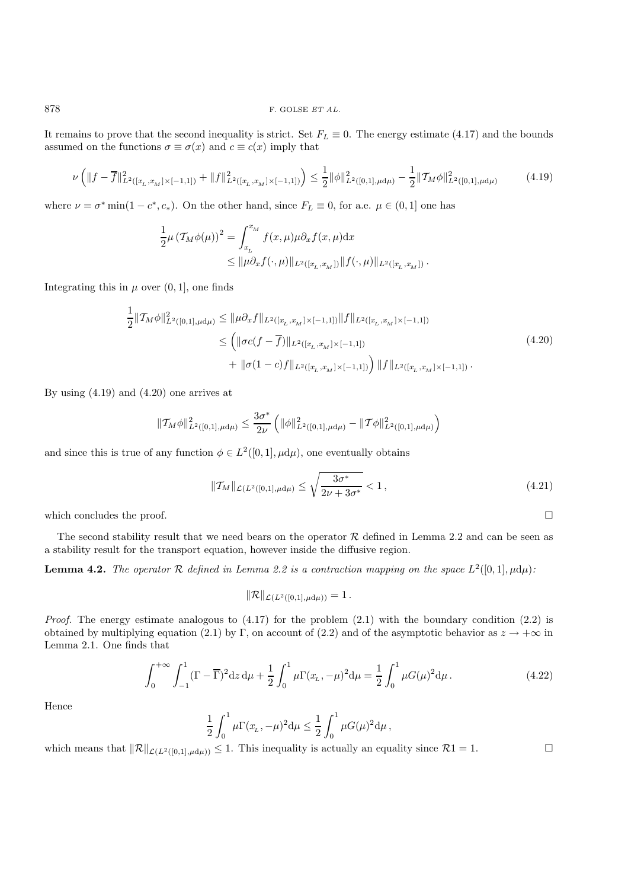It remains to prove that the second inequality is strict. Set $F_L \equiv 0$. The energy estimate (4.17) and the bounds assumed on the functions $\sigma \equiv \sigma(x)$ and $c \equiv c(x)$ imply that

$$\nu \left( \|f - \overline{f}\|^2_{L^2([x_L, x_M] \times [-1,1])} + \|f\|^2_{L^2([x_L, x_M] \times [-1,1])} \right) \leq \frac{1}{2} \|\phi\|^2_{L^2([0,1], \mu \mathrm{d}\mu)} - \frac{1}{2} \|\mathcal{T}_M \phi\|^2_{L^2([0,1], \mu \mathrm{d}\mu)} \tag{4.19}$$

where $\nu = \sigma^* \min(1 - c^*, c_*)$. On the other hand, since $F_L \equiv 0$, for a.e. $\mu \in (0, 1]$ one has

$$\begin{aligned}
\frac{1}{2} \mu \left( \mathcal{T}_M \phi(\mu) \right)^2 &= \int_{x_L}^{x_M} f(x, \mu) \mu \partial_x f(x, \mu) \mathrm{d}x \\
&\leq \|\mu \partial_x f(\cdot, \mu)\|_{L^2([x_L, x_M])} \|f(\cdot, \mu)\|_{L^2([x_L, x_M])} .
\end{aligned}$$

Integrating this in $\mu$ over $(0, 1]$, one finds

$$\begin{aligned}
\frac{1}{2} \|\mathcal{T}_M \phi\|^2_{L^2([0,1], \mu \mathrm{d}\mu)} &\leq \|\mu \partial_x f\|_{L^2([x_L, x_M] \times [-1,1])} \|f\|_{L^2([x_L, x_M] \times [-1,1])} \\
&\leq \Big( \|\sigma c (f - \overline{f})\|_{L^2([x_L, x_M] \times [-1,1])} \\
&\quad + \|\sigma (1 - c) f\|_{L^2([x_L, x_M] \times [-1,1])} \Big) \|f\|_{L^2([x_L, x_M] \times [-1,1])} .
\end{aligned} \tag{4.20}$$

By using (4.19) and (4.20) one arrives at

$$\|\mathcal{T}_M \phi\|^2_{L^2([0,1], \mu \mathrm{d}\mu)} \leq \frac{3\sigma^*}{2\nu} \left( \|\phi\|^2_{L^2([0,1], \mu \mathrm{d}\mu)} - \|\mathcal{T} \phi\|^2_{L^2([0,1], \mu \mathrm{d}\mu)} \right)$$

and since this is true of any function $\phi \in L^2([0, 1], \mu \mathrm{d}\mu)$, one eventually obtains

$$\|\mathcal{T}_M\|_{\mathcal{L}(L^2([0,1], \mu \mathrm{d}\mu)} \leq \sqrt{\frac{3\sigma^*}{2\nu + 3\sigma^*}} < 1 , \tag{4.21}$$

which concludes the proof. $\square$

The second stability result that we need bears on the operator $\mathcal{R}$ defined in Lemma 2.2 and can be seen as a stability result for the transport equation, however inside the diffusive region.

**Lemma 4.2.** *The operator $\mathcal{R}$ defined in Lemma 2.2 is a contraction mapping on the space $L^2([0, 1], \mu \mathrm{d}\mu)$:*

$$\|\mathcal{R}\|_{\mathcal{L}(L^2([0,1], \mu \mathrm{d}\mu))} = 1 .$$

*Proof.* The energy estimate analogous to (4.17) for the problem (2.1) with the boundary condition (2.2) is obtained by multiplying equation (2.1) by $\Gamma$, on account of (2.2) and of the asymptotic behavior as $z \to +\infty$ in Lemma 2.1. One finds that

$$\int_0^{+\infty} \int_{-1}^{1} (\Gamma - \overline{\Gamma})^2 \mathrm{d}z \, \mathrm{d}\mu + \frac{1}{2} \int_0^1 \mu \Gamma(x_L, -\mu)^2 \mathrm{d}\mu = \frac{1}{2} \int_0^1 \mu G(\mu)^2 \mathrm{d}\mu . \tag{4.22}$$

Hence

$$\frac{1}{2} \int_0^1 \mu \Gamma(x_L, -\mu)^2 \mathrm{d}\mu \leq \frac{1}{2} \int_0^1 \mu G(\mu)^2 \mathrm{d}\mu ,$$

which means that $\|\mathcal{R}\|_{\mathcal{L}(L^2([0,1], \mu \mathrm{d}\mu))} \leq 1$. This inequality is actually an equality since $\mathcal{R}1 = 1$. $\square$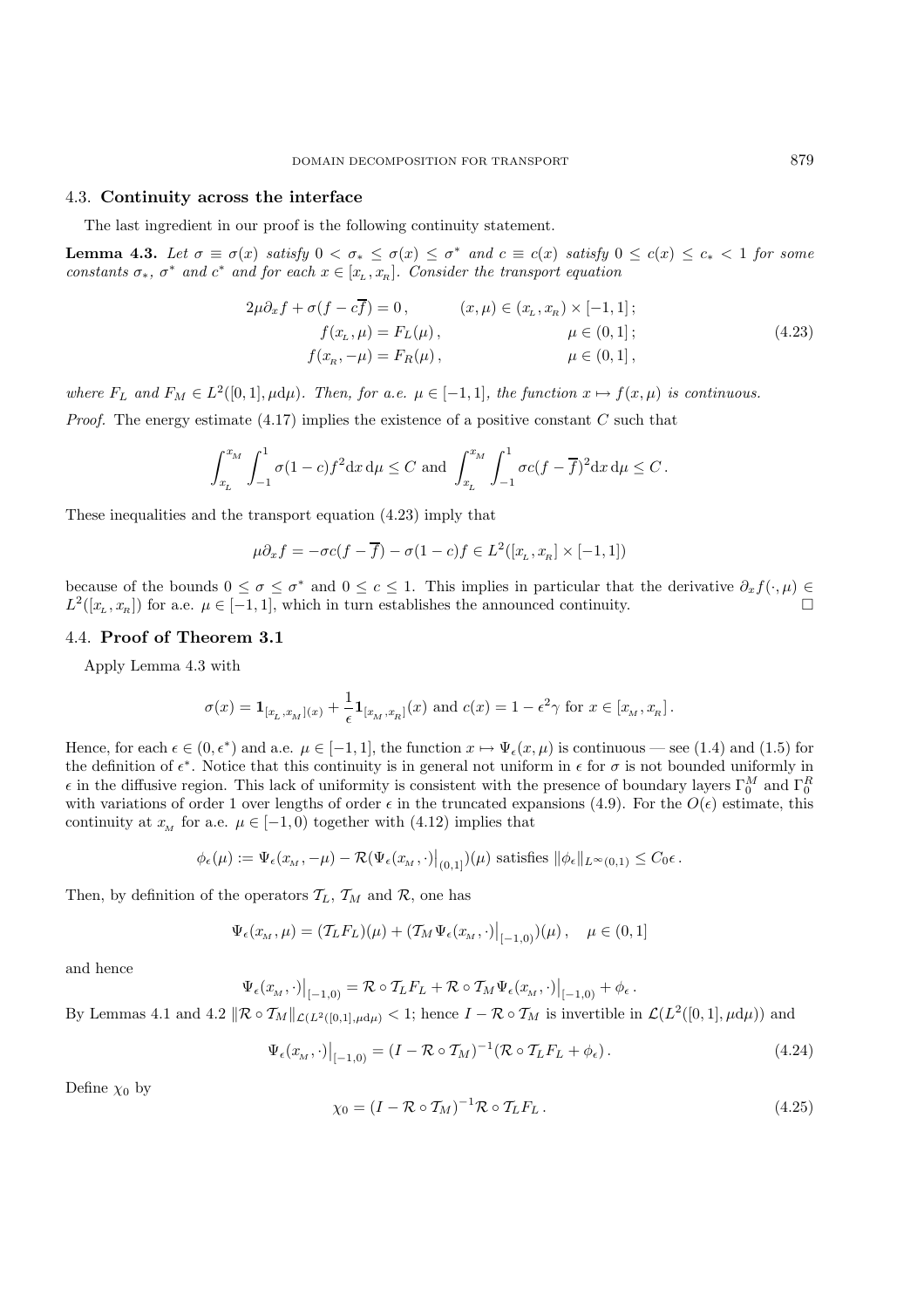### 4.3. **Continuity across the interface**

The last ingredient in our proof is the following continuity statement.

**Lemma 4.3.** *Let $\sigma \equiv \sigma(x)$ satisfy $0 < \sigma_* \le \sigma(x) \le \sigma^*$ and $c \equiv c(x)$ satisfy $0 \le c(x) \le c_* < 1$ for some constants $\sigma_*$, $\sigma^*$ and $c^*$ and for each $x \in [x_L, x_R]$. Consider the transport equation*

$$
\begin{aligned}
2\mu\partial_x f + \sigma(f - c\overline{f}) = 0\,, \qquad & (x,\mu) \in (x_L, x_R) \times [-1,1]\,;\\
f(x_L, \mu) = F_L(\mu)\,, \qquad & \mu \in (0,1]\,;\\
f(x_R, -\mu) = F_R(\mu)\,, \qquad & \mu \in (0,1]\,,
\end{aligned}
\tag{4.23}
$$

*where $F_L$ and $F_M \in L^2([0,1], \mu \mathrm{d}\mu)$. Then, for a.e. $\mu \in [-1,1]$, the function $x \mapsto f(x,\mu)$ is continuous.*

*Proof.* The energy estimate (4.17) implies the existence of a positive constant $C$ such that

$$
\int_{x_L}^{x_M}\int_{-1}^{1} \sigma(1-c)f^2 \mathrm{d}x\,\mathrm{d}\mu \le C \text{ and } \int_{x_L}^{x_M}\int_{-1}^{1} \sigma c(f-\overline{f})^2 \mathrm{d}x\,\mathrm{d}\mu \le C\,.
$$

These inequalities and the transport equation (4.23) imply that

$$
\mu\partial_x f = -\sigma c(f - \overline{f}) - \sigma(1-c)f \in L^2([x_L, x_R] \times [-1,1])
$$

because of the bounds $0 \le \sigma \le \sigma^*$ and $0 \le c \le 1$. This implies in particular that the derivative $\partial_x f(\cdot, \mu) \in L^2([x_L, x_R])$ for a.e. $\mu \in [-1,1]$, which in turn establishes the announced continuity. □

### 4.4. **Proof of Theorem 3.1**

Apply Lemma 4.3 with

$$
\sigma(x) = \mathbf{1}_{[x_L, x_M]}(x) + \frac{1}{\epsilon}\mathbf{1}_{[x_M, x_R]}(x) \text{ and } c(x) = 1 - \epsilon^2\gamma \text{ for } x \in [x_M, x_R]\,.
$$

Hence, for each $\epsilon \in (0, \epsilon^*)$ and a.e. $\mu \in [-1,1]$, the function $x \mapsto \Psi_\epsilon(x,\mu)$ is continuous — see (1.4) and (1.5) for the definition of $\epsilon^*$. Notice that this continuity is in general not uniform in $\epsilon$ for $\sigma$ is not bounded uniformly in $\epsilon$ in the diffusive region. This lack of uniformity is consistent with the presence of boundary layers $\Gamma_0^M$ and $\Gamma_0^R$ with variations of order 1 over lengths of order $\epsilon$ in the truncated expansions (4.9). For the $O(\epsilon)$ estimate, this continuity at $x_M$ for a.e. $\mu \in [-1,0)$ together with (4.12) implies that

$$
\phi_\epsilon(\mu) := \Psi_\epsilon(x_M, -\mu) - \mathcal{R}(\Psi_\epsilon(x_M, \cdot)\big|_{(0,1]})(\mu) \text{ satisfies } \|\phi_\epsilon\|_{L^\infty(0,1)} \le C_0\epsilon\,.
$$

Then, by definition of the operators $\mathcal{T}_L$, $\mathcal{T}_M$ and $\mathcal{R}$, one has

$$
\Psi_\epsilon(x_M, \mu) = (\mathcal{T}_L F_L)(\mu) + (\mathcal{T}_M \Psi_\epsilon(x_M, \cdot)\big|_{[-1,0)})(\mu)\,, \quad \mu \in (0,1]
$$

and hence

$$
\Psi_\epsilon(x_M, \cdot)\big|_{[-1,0)} = \mathcal{R} \circ \mathcal{T}_L F_L + \mathcal{R} \circ \mathcal{T}_M \Psi_\epsilon(x_M, \cdot)\big|_{[-1,0)} + \phi_\epsilon\,.
$$

By Lemmas 4.1 and 4.2 $\|\mathcal{R} \circ \mathcal{T}_M\|_{\mathcal{L}(L^2([0,1], \mu\mathrm{d}\mu)} < 1$; hence $I - \mathcal{R} \circ \mathcal{T}_M$ is invertible in $\mathcal{L}(L^2([0,1], \mu\mathrm{d}\mu))$ and

$$
\Psi_\epsilon(x_M, \cdot)\big|_{[-1,0)} = (I - \mathcal{R} \circ \mathcal{T}_M)^{-1}(\mathcal{R} \circ \mathcal{T}_L F_L + \phi_\epsilon)\,. \tag{4.24}
$$

Define $\chi_0$ by

$$
\chi_0 = (I - \mathcal{R} \circ \mathcal{T}_M)^{-1}\mathcal{R} \circ \mathcal{T}_L F_L\,. \tag{4.25}
$$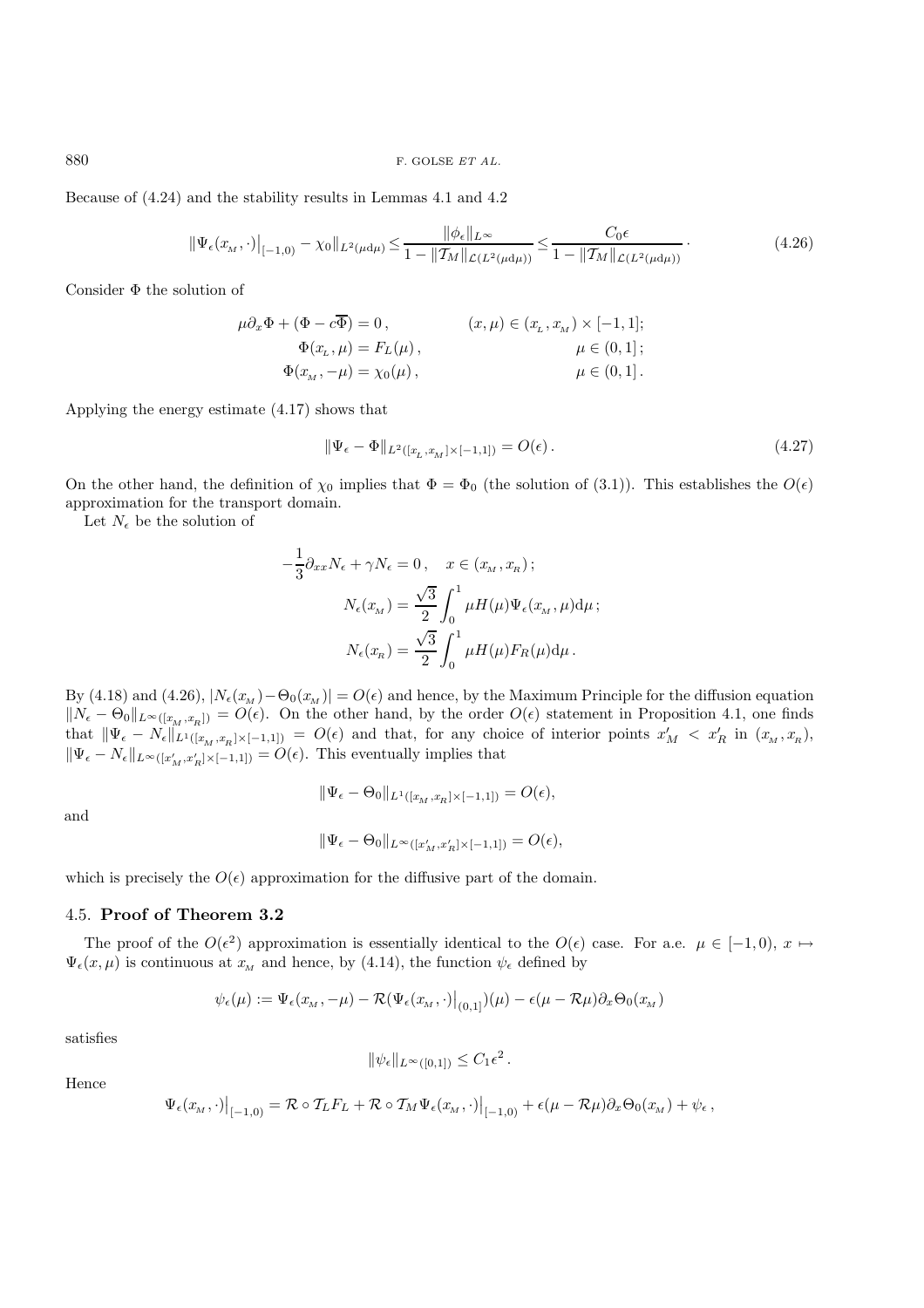Because of (4.24) and the stability results in Lemmas 4.1 and 4.2

$$
\|\Psi_\epsilon(x_{\scriptscriptstyle M},\cdot)\big|_{[-1,0)} - \chi_0\|_{L^2(\mu \mathrm{d}\mu)} \le \frac{\|\phi_\epsilon\|_{L^\infty}}{1-\|\mathcal{T}_M\|_{\mathcal{L}(L^2(\mu\mathrm{d}\mu))}} \le \frac{C_0\epsilon}{1-\|\mathcal{T}_M\|_{\mathcal{L}(L^2(\mu\mathrm{d}\mu))}} \cdot \tag{4.26}
$$

Consider $\Phi$ the solution of

$$
\begin{aligned}
\mu\partial_x\Phi + (\Phi - c\overline{\Phi}) &= 0\,, & (x,\mu) &\in (x_{\scriptscriptstyle L}, x_{\scriptscriptstyle M}) \times [-1,1];\\
\Phi(x_{\scriptscriptstyle L},\mu) &= F_L(\mu)\,, & \mu &\in (0,1]\,;\\
\Phi(x_{\scriptscriptstyle M},-\mu) &= \chi_0(\mu)\,, & \mu &\in (0,1]\,.
\end{aligned}
$$

Applying the energy estimate (4.17) shows that

$$
\|\Psi_\epsilon - \Phi\|_{L^2([x_{\scriptscriptstyle L},x_{\scriptscriptstyle M}]\times[-1,1])} = O(\epsilon)\,. \tag{4.27}
$$

On the other hand, the definition of $\chi_0$ implies that $\Phi = \Phi_0$ (the solution of (3.1)). This establishes the $O(\epsilon)$ approximation for the transport domain.

Let $N_\epsilon$ be the solution of

$$
\begin{aligned}
-\frac{1}{3}\partial_{xx}N_\epsilon + \gamma N_\epsilon = 0\,, \quad x \in (x_{\scriptscriptstyle M}, x_{\scriptscriptstyle R})\,;\\
N_\epsilon(x_{\scriptscriptstyle M}) = \frac{\sqrt{3}}{2}\int_0^1 \mu H(\mu)\Psi_\epsilon(x_{\scriptscriptstyle M},\mu)\mathrm{d}\mu\,;\\
N_\epsilon(x_{\scriptscriptstyle R}) = \frac{\sqrt{3}}{2}\int_0^1 \mu H(\mu)F_R(\mu)\mathrm{d}\mu\,.
\end{aligned}
$$

By (4.18) and (4.26), $|N_\epsilon(x_{\scriptscriptstyle M}) - \Theta_0(x_{\scriptscriptstyle M})| = O(\epsilon)$ and hence, by the Maximum Principle for the diffusion equation $\|N_\epsilon - \Theta_0\|_{L^\infty([x_{\scriptscriptstyle M},x_{\scriptscriptstyle R}])} = O(\epsilon)$. On the other hand, by the order $O(\epsilon)$ statement in Proposition 4.1, one finds that $\|\Psi_\epsilon - N_\epsilon\|_{L^1([x_{\scriptscriptstyle M},x_{\scriptscriptstyle R}]\times[-1,1])} = O(\epsilon)$ and that, for any choice of interior points $x'_M < x'_R$ in $(x_{\scriptscriptstyle M}, x_{\scriptscriptstyle R})$, $\|\Psi_\epsilon - N_\epsilon\|_{L^\infty([x'_M,x'_R]\times[-1,1])} = O(\epsilon)$. This eventually implies that

$$
\|\Psi_\epsilon - \Theta_0\|_{L^1([x_{\scriptscriptstyle M},x_{\scriptscriptstyle R}]\times[-1,1])} = O(\epsilon),
$$

and

$$
\|\Psi_\epsilon - \Theta_0\|_{L^\infty([x'_M,x'_R]\times[-1,1])} = O(\epsilon),
$$

which is precisely the $O(\epsilon)$ approximation for the diffusive part of the domain.

### 4.5. **Proof of Theorem 3.2**

The proof of the $O(\epsilon^2)$ approximation is essentially identical to the $O(\epsilon)$ case. For a.e. $\mu \in [-1,0)$, $x \mapsto \Psi_\epsilon(x,\mu)$ is continuous at $x_{\scriptscriptstyle M}$ and hence, by (4.14), the function $\psi_\epsilon$ defined by

$$
\psi_\epsilon(\mu) := \Psi_\epsilon(x_{\scriptscriptstyle M},-\mu) - \mathcal{R}(\Psi_\epsilon(x_{\scriptscriptstyle M},\cdot)\big|_{(0,1]})(\mu) - \epsilon(\mu - \mathcal{R}\mu)\partial_x\Theta_0(x_{\scriptscriptstyle M})
$$

satisfies

$$
\|\psi_\epsilon\|_{L^\infty([0,1])} \le C_1\epsilon^2\,.
$$

Hence

$$
\Psi_\epsilon(x_{\scriptscriptstyle M},\cdot)\big|_{[-1,0)} = \mathcal{R}\circ\mathcal{T}_L F_L + \mathcal{R}\circ\mathcal{T}_M\Psi_\epsilon(x_{\scriptscriptstyle M},\cdot)\big|_{[-1,0)} + \epsilon(\mu - \mathcal{R}\mu)\partial_x\Theta_0(x_{\scriptscriptstyle M}) + \psi_\epsilon\,,
$$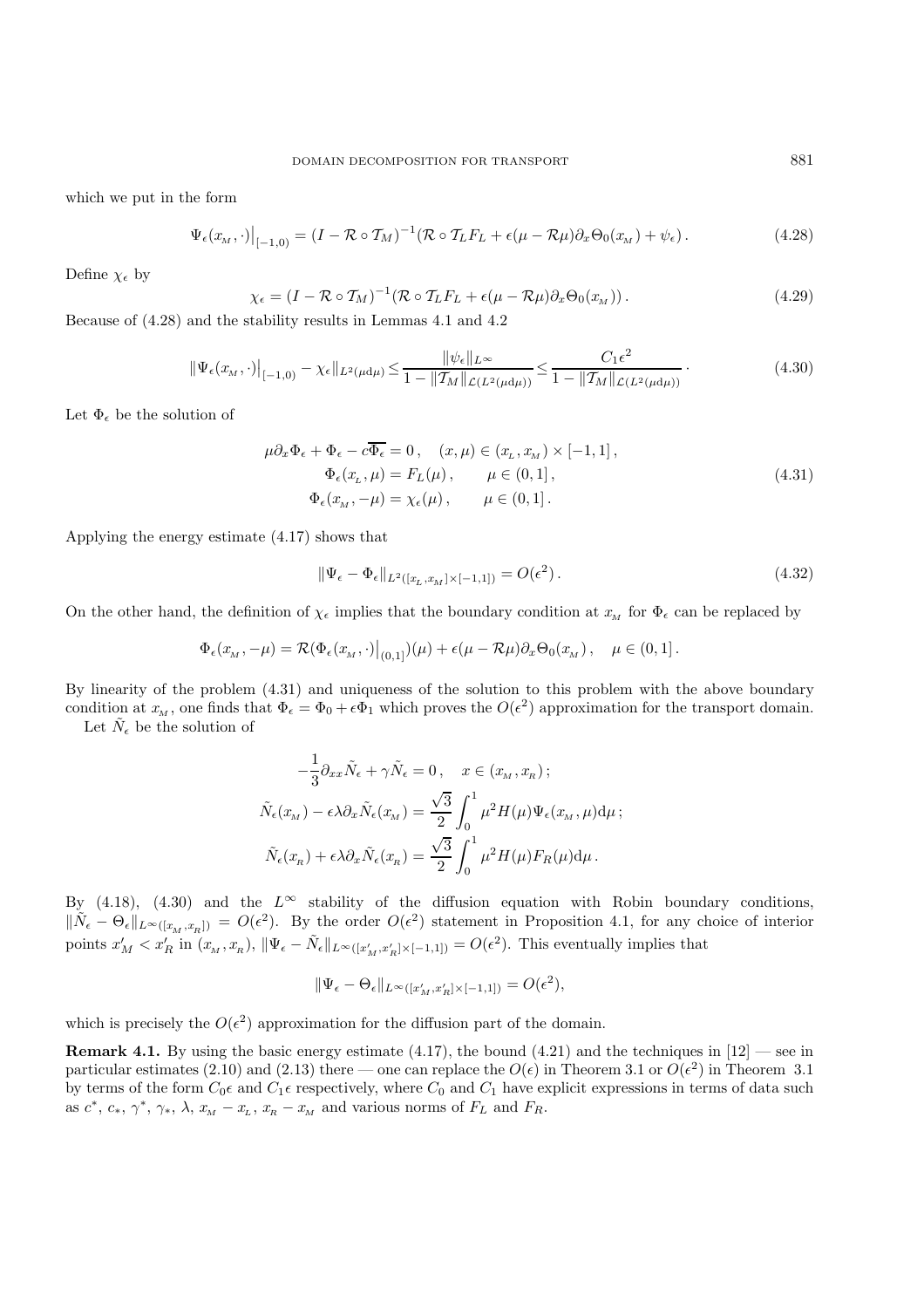which we put in the form

$$\Psi_\epsilon(x_{_M},\cdot)\big|_{[-1,0)} = (I - \mathcal{R}\circ\mathcal{T}_M)^{-1}(\mathcal{R}\circ\mathcal{T}_L F_L + \epsilon(\mu - \mathcal{R}\mu)\partial_x\Theta_0(x_{_M}) + \psi_\epsilon)\,. \tag{4.28}$$

Define $\chi_\epsilon$ by

$$\chi_\epsilon = (I - \mathcal{R}\circ\mathcal{T}_M)^{-1}(\mathcal{R}\circ\mathcal{T}_L F_L + \epsilon(\mu - \mathcal{R}\mu)\partial_x\Theta_0(x_{_M}))\,. \tag{4.29}$$

Because of (4.28) and the stability results in Lemmas 4.1 and 4.2

$$\|\Psi_\epsilon(x_{_M},\cdot)\big|_{[-1,0)} - \chi_\epsilon\|_{L^2(\mu \mathrm{d}\mu)} \leq \frac{\|\psi_\epsilon\|_{L^\infty}}{1 - \|\mathcal{T}_M\|_{\mathcal{L}(L^2(\mu\mathrm{d}\mu))}} \leq \frac{C_1\epsilon^2}{1 - \|\mathcal{T}_M\|_{\mathcal{L}(L^2(\mu\mathrm{d}\mu))}}\,\cdot \tag{4.30}$$

Let $\Phi_\epsilon$ be the solution of

$$\begin{aligned}
\mu\partial_x\Phi_\epsilon + \Phi_\epsilon - c\overline{\Phi_\epsilon} = 0\,, &\quad (x,\mu)\in(x_{_L},x_{_M})\times[-1,1]\,,\\
\Phi_\epsilon(x_{_L},\mu) = F_L(\mu)\,, &\qquad \mu\in(0,1]\,,\\
\Phi_\epsilon(x_{_M},-\mu) = \chi_\epsilon(\mu)\,, &\qquad \mu\in(0,1]\,.
\end{aligned} \tag{4.31}$$

Applying the energy estimate (4.17) shows that

$$\|\Psi_\epsilon - \Phi_\epsilon\|_{L^2([x_{_L},x_{_M}]\times[-1,1])} = O(\epsilon^2)\,. \tag{4.32}$$

On the other hand, the definition of $\chi_\epsilon$ implies that the boundary condition at $x_{_M}$ for $\Phi_\epsilon$ can be replaced by

$$\Phi_\epsilon(x_{_M},-\mu) = \mathcal{R}(\Phi_\epsilon(x_{_M},\cdot)\big|_{(0,1]})(\mu) + \epsilon(\mu - \mathcal{R}\mu)\partial_x\Theta_0(x_{_M})\,,\quad \mu\in(0,1]\,.$$

By linearity of the problem (4.31) and uniqueness of the solution to this problem with the above boundary condition at $x_{_M}$, one finds that $\Phi_\epsilon = \Phi_0 + \epsilon\Phi_1$ which proves the $O(\epsilon^2)$ approximation for the transport domain.

Let $\tilde{N}_\epsilon$ be the solution of

$$\begin{aligned}
-\frac{1}{3}\partial_{xx}\tilde{N}_\epsilon + \gamma\tilde{N}_\epsilon = 0\,, &\quad x\in(x_{_M},x_{_R})\,;\\
\tilde{N}_\epsilon(x_{_M}) - \epsilon\lambda\partial_x\tilde{N}_\epsilon(x_{_M}) &= \frac{\sqrt{3}}{2}\int_0^1 \mu^2 H(\mu)\Psi_\epsilon(x_{_M},\mu)\mathrm{d}\mu\,;\\
\tilde{N}_\epsilon(x_{_R}) + \epsilon\lambda\partial_x\tilde{N}_\epsilon(x_{_R}) &= \frac{\sqrt{3}}{2}\int_0^1 \mu^2 H(\mu)F_R(\mu)\mathrm{d}\mu\,.
\end{aligned}$$

By (4.18), (4.30) and the $L^\infty$ stability of the diffusion equation with Robin boundary conditions, $\|\tilde{N}_\epsilon - \Theta_\epsilon\|_{L^\infty([x_{_M},x_{_R}])} = O(\epsilon^2)$. By the order $O(\epsilon^2)$ statement in Proposition 4.1, for any choice of interior points $x'_M < x'_R$ in $(x_{_M},x_{_R})$, $\|\Psi_\epsilon - \tilde{N}_\epsilon\|_{L^\infty([x'_M,x'_R]\times[-1,1])} = O(\epsilon^2)$. This eventually implies that

$$\|\Psi_\epsilon - \Theta_\epsilon\|_{L^\infty([x'_M,x'_R]\times[-1,1])} = O(\epsilon^2),$$

which is precisely the $O(\epsilon^2)$ approximation for the diffusion part of the domain.

**Remark 4.1.** By using the basic energy estimate (4.17), the bound (4.21) and the techniques in [12] — see in particular estimates (2.10) and (2.13) there — one can replace the $O(\epsilon)$ in Theorem 3.1 or $O(\epsilon^2)$ in Theorem 3.1 by terms of the form $C_0\epsilon$ and $C_1\epsilon$ respectively, where $C_0$ and $C_1$ have explicit expressions in terms of data such as $c^*$, $c_*$, $\gamma^*$, $\gamma_*$, $\lambda$, $x_{_M} - x_{_L}$, $x_{_R} - x_{_M}$ and various norms of $F_L$ and $F_R$.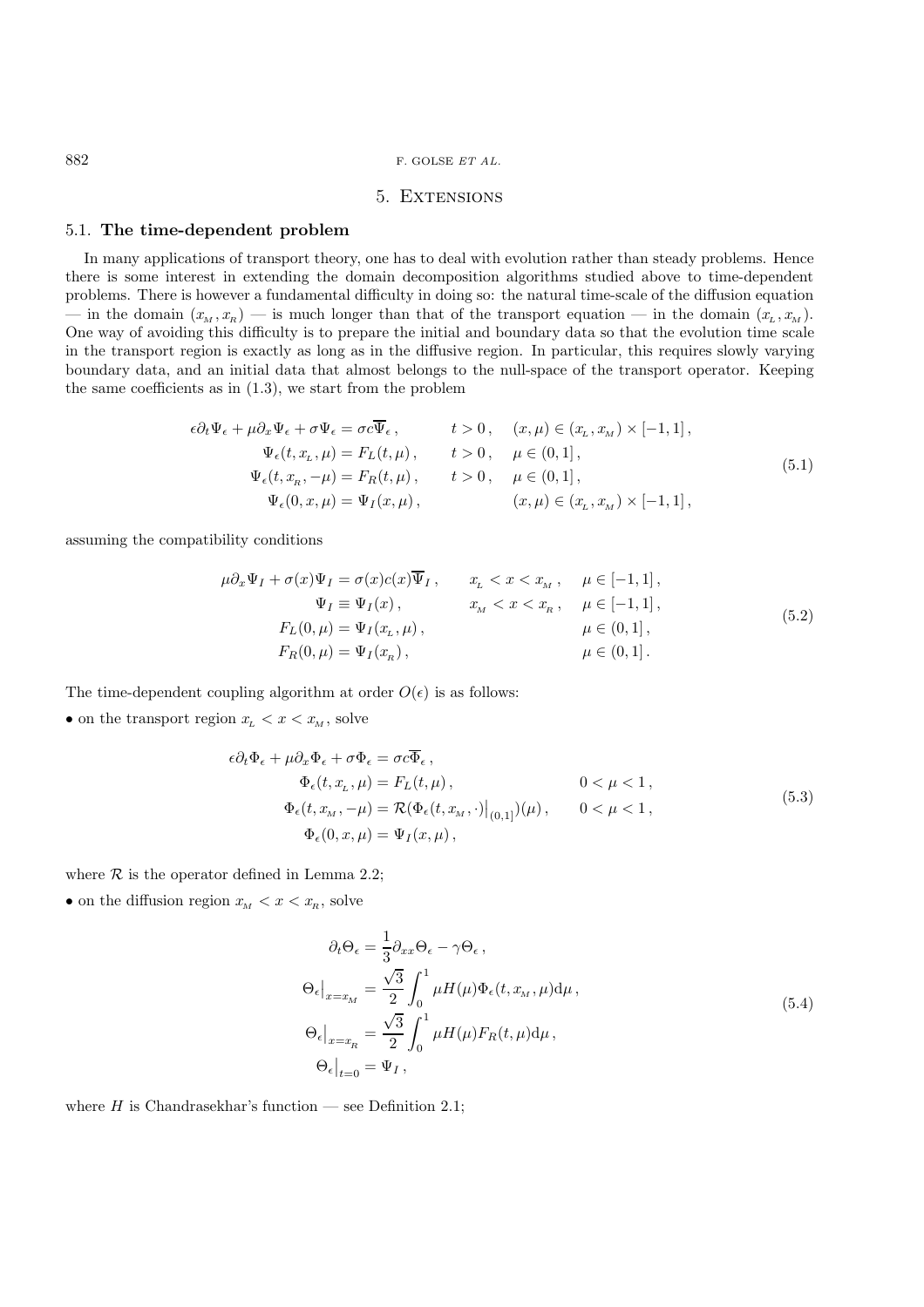## 5. Extensions

### 5.1. **The time-dependent problem**

In many applications of transport theory, one has to deal with evolution rather than steady problems. Hence there is some interest in extending the domain decomposition algorithms studied above to time-dependent problems. There is however a fundamental difficulty in doing so: the natural time-scale of the diffusion equation — in the domain $(x_{_M}, x_{_R})$ — is much longer than that of the transport equation — in the domain $(x_{_L}, x_{_M})$. One way of avoiding this difficulty is to prepare the initial and boundary data so that the evolution time scale in the transport region is exactly as long as in the diffusive region. In particular, this requires slowly varying boundary data, and an initial data that almost belongs to the null-space of the transport operator. Keeping the same coefficients as in (1.3), we start from the problem

$$
\begin{aligned}
\epsilon\partial_t\Psi_\epsilon + \mu\partial_x\Psi_\epsilon + \sigma\Psi_\epsilon &= \sigma c\overline{\Psi}_\epsilon\,, && t>0\,, \quad (x,\mu)\in(x_{_L},x_{_M})\times[-1,1]\,,\\
\Psi_\epsilon(t,x_{_L},\mu) &= F_L(t,\mu)\,, && t>0\,, \quad \mu\in(0,1]\,,\\
\Psi_\epsilon(t,x_{_R},-\mu) &= F_R(t,\mu)\,, && t>0\,, \quad \mu\in(0,1]\,,\\
\Psi_\epsilon(0,x,\mu) &= \Psi_I(x,\mu)\,, && \qquad\quad (x,\mu)\in(x_{_L},x_{_M})\times[-1,1]\,,
\end{aligned}
\tag{5.1}
$$

assuming the compatibility conditions

$$
\begin{aligned}
\mu\partial_x\Psi_I + \sigma(x)\Psi_I &= \sigma(x)c(x)\overline{\Psi}_I\,, && x_{_L}<x<x_{_M}\,, \quad \mu\in[-1,1]\,,\\
\Psi_I &\equiv \Psi_I(x)\,, && x_{_M}<x<x_{_R}\,, \quad \mu\in[-1,1]\,,\\
F_L(0,\mu) &= \Psi_I(x_{_L},\mu)\,, && \qquad\qquad\qquad\; \mu\in(0,1]\,,\\
F_R(0,\mu) &= \Psi_I(x_{_R})\,, && \qquad\qquad\qquad\; \mu\in(0,1]\,.
\end{aligned}
\tag{5.2}
$$

The time-dependent coupling algorithm at order $O(\epsilon)$ is as follows:

- on the transport region $x_{_L} < x < x_{_M}$, solve

$$
\begin{aligned}
&\epsilon\partial_t\Phi_\epsilon + \mu\partial_x\Phi_\epsilon + \sigma\Phi_\epsilon = \sigma c\overline{\Phi}_\epsilon\,,\\
&\Phi_\epsilon(t,x_{_L},\mu) = F_L(t,\mu)\,, && 0<\mu<1\,,\\
&\Phi_\epsilon(t,x_{_M},-\mu) = \mathcal{R}(\Phi_\epsilon(t,x_{_M},\cdot)\big|_{(0,1]})(\mu)\,, && 0<\mu<1\,,\\
&\Phi_\epsilon(0,x,\mu) = \Psi_I(x,\mu)\,,
\end{aligned}
\tag{5.3}
$$

where $\mathcal{R}$ is the operator defined in Lemma 2.2;

- on the diffusion region $x_{_M} < x < x_{_R}$, solve

$$
\begin{aligned}
&\partial_t\Theta_\epsilon = \frac{1}{3}\partial_{xx}\Theta_\epsilon - \gamma\Theta_\epsilon\,,\\
&\Theta_\epsilon\big|_{x=x_{_M}} = \frac{\sqrt{3}}{2}\int_0^1 \mu H(\mu)\Phi_\epsilon(t,x_{_M},\mu)\mathrm{d}\mu\,,\\
&\Theta_\epsilon\big|_{x=x_{_R}} = \frac{\sqrt{3}}{2}\int_0^1 \mu H(\mu)F_R(t,\mu)\mathrm{d}\mu\,,\\
&\Theta_\epsilon\big|_{t=0} = \Psi_I\,,
\end{aligned}
\tag{5.4}
$$

where $H$ is Chandrasekhar's function — see Definition 2.1;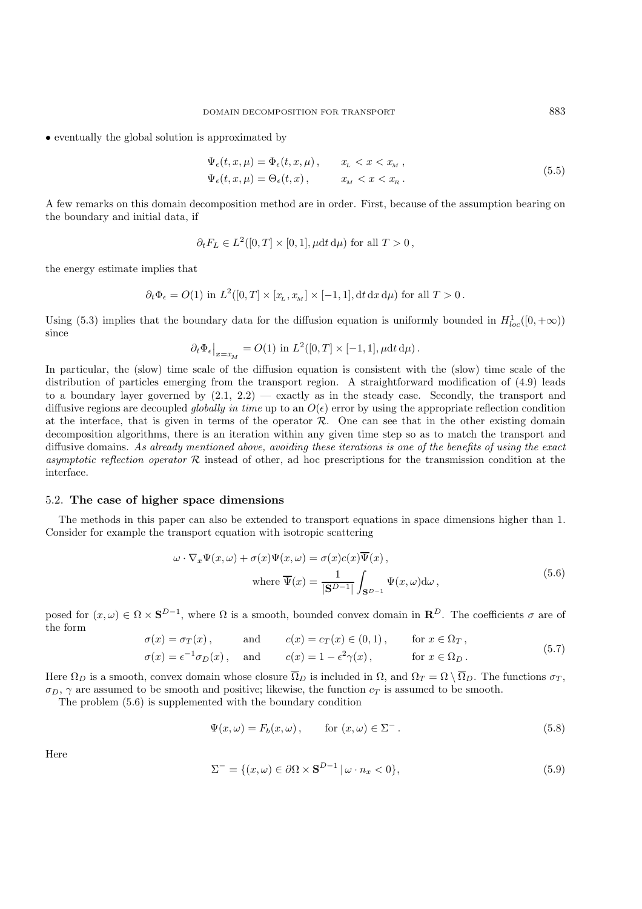• eventually the global solution is approximated by

$$
\begin{aligned}
\Psi_\epsilon(t,x,\mu) &= \Phi_\epsilon(t,x,\mu)\,, \qquad x_{L} < x < x_{M}\,,\\
\Psi_\epsilon(t,x,\mu) &= \Theta_\epsilon(t,x)\,, \qquad x_{M} < x < x_{R}\,.
\end{aligned}
\tag{5.5}
$$

A few remarks on this domain decomposition method are in order. First, because of the assumption bearing on the boundary and initial data, if

$$
\partial_t F_L \in L^2([0,T]\times[0,1], \mu \mathrm{d}t\,\mathrm{d}\mu) \text{ for all } T>0\,,
$$

the energy estimate implies that

$$
\partial_t \Phi_\epsilon = O(1) \text{ in } L^2([0,T]\times[x_{L},x_{M}]\times[-1,1], \mathrm{d}t\,\mathrm{d}x\,\mathrm{d}\mu) \text{ for all } T>0\,.
$$

Using (5.3) implies that the boundary data for the diffusion equation is uniformly bounded in $H^1_{loc}([0,+\infty))$ since

$$
\partial_t \Phi_\epsilon\big|_{x=x_{M}} = O(1) \text{ in } L^2([0,T]\times[-1,1], \mu \mathrm{d}t\,\mathrm{d}\mu)\,.
$$

In particular, the (slow) time scale of the diffusion equation is consistent with the (slow) time scale of the distribution of particles emerging from the transport region. A straightforward modification of (4.9) leads to a boundary layer governed by (2.1, 2.2) — exactly as in the steady case. Secondly, the transport and diffusive regions are decoupled *globally in time* up to an $O(\epsilon)$ error by using the appropriate reflection condition at the interface, that is given in terms of the operator $\mathcal{R}$. One can see that in the other existing domain decomposition algorithms, there is an iteration within any given time step so as to match the transport and diffusive domains. *As already mentioned above, avoiding these iterations is one of the benefits of using the exact asymptotic reflection operator* $\mathcal{R}$ instead of other, ad hoc prescriptions for the transmission condition at the interface.

### 5.2. **The case of higher space dimensions**

The methods in this paper can also be extended to transport equations in space dimensions higher than 1. Consider for example the transport equation with isotropic scattering

$$
\begin{aligned}
\omega\cdot\nabla_x\Psi(x,\omega) + \sigma(x)\Psi(x,\omega) &= \sigma(x)c(x)\overline{\Psi}(x)\,,\\
\text{where } \overline{\Psi}(x) &= \frac{1}{|\mathbf{S}^{D-1}|}\int_{\mathbf{S}^{D-1}}\Psi(x,\omega)\mathrm{d}\omega\,,
\end{aligned}
\tag{5.6}
$$

posed for $(x,\omega)\in\Omega\times\mathbf{S}^{D-1}$, where $\Omega$ is a smooth, bounded convex domain in $\mathbf{R}^D$. The coefficients $\sigma$ are of the form

$$
\begin{aligned}
\sigma(x) &= \sigma_T(x)\,, &&\text{and} && c(x) = c_T(x)\in(0,1)\,, && \text{for } x\in\Omega_T\,,\\
\sigma(x) &= \epsilon^{-1}\sigma_D(x)\,, &&\text{and} && c(x) = 1-\epsilon^2\gamma(x)\,, && \text{for } x\in\Omega_D\,.
\end{aligned}
\tag{5.7}
$$

Here $\Omega_D$ is a smooth, convex domain whose closure $\overline{\Omega}_D$ is included in $\Omega$, and $\Omega_T = \Omega\setminus\overline{\Omega}_D$. The functions $\sigma_T$, $\sigma_D$, $\gamma$ are assumed to be smooth and positive; likewise, the function $c_T$ is assumed to be smooth.

The problem (5.6) is supplemented with the boundary condition

$$
\Psi(x,\omega) = F_b(x,\omega)\,, \qquad \text{for } (x,\omega)\in\Sigma^-\,.
\tag{5.8}
$$

Here

$$
\Sigma^- = \{(x,\omega)\in\partial\Omega\times\mathbf{S}^{D-1}\,|\,\omega\cdot n_x<0\},
\tag{5.9}
$$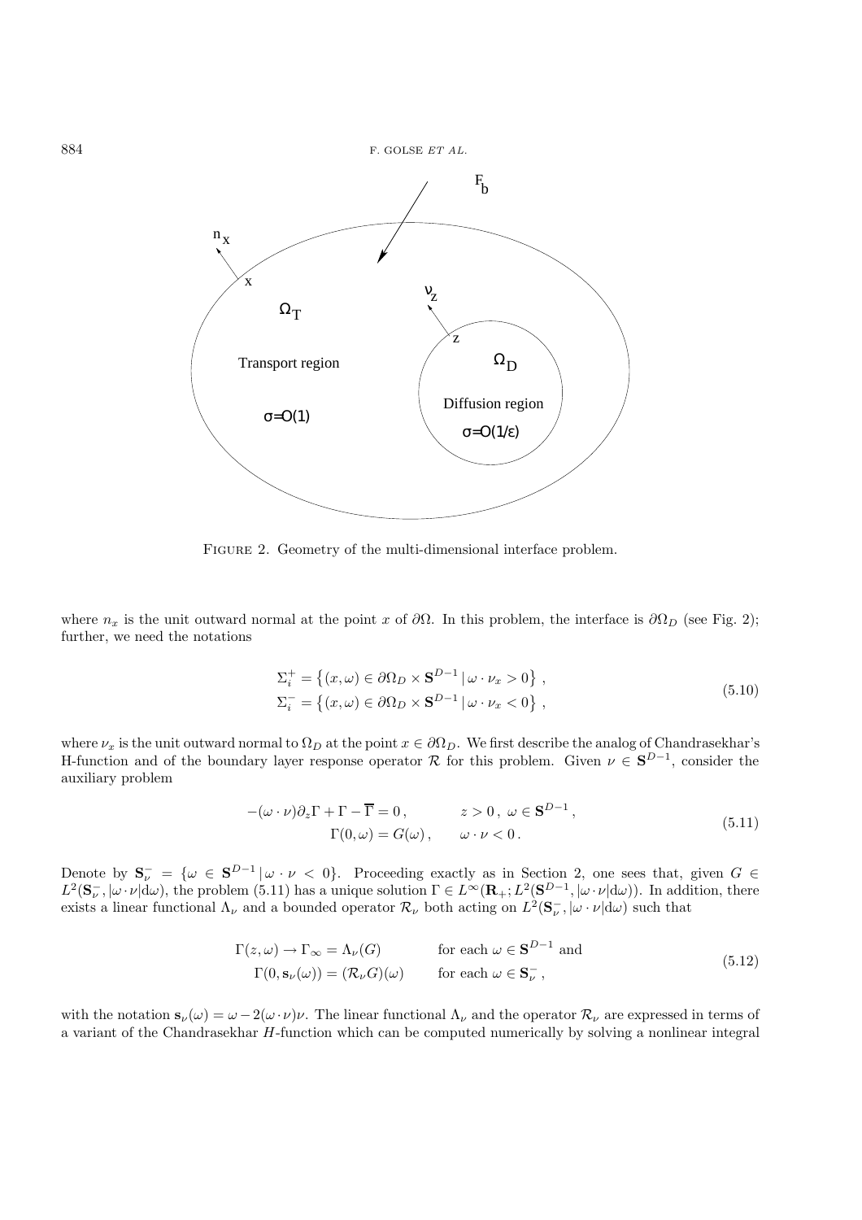Figure 2. Geometry of the multi-dimensional interface problem.

where $n_x$ is the unit outward normal at the point $x$ of $\partial\Omega$. In this problem, the interface is $\partial\Omega_D$ (see Fig. 2); further, we need the notations

$$
\begin{aligned}
\Sigma_i^+ &= \left\{(x,\omega) \in \partial\Omega_D \times \mathbf{S}^{D-1} \,|\, \omega\cdot\nu_x > 0\right\}, \\
\Sigma_i^- &= \left\{(x,\omega) \in \partial\Omega_D \times \mathbf{S}^{D-1} \,|\, \omega\cdot\nu_x < 0\right\},
\end{aligned}
\tag{5.10}
$$

where $\nu_x$ is the unit outward normal to $\Omega_D$ at the point $x \in \partial\Omega_D$. We first describe the analog of Chandrasekhar's H-function and of the boundary layer response operator $\mathcal{R}$ for this problem. Given $\nu \in \mathbf{S}^{D-1}$, consider the auxiliary problem

$$
\begin{aligned}
-(\omega\cdot\nu)\partial_z\Gamma + \Gamma - \overline{\Gamma} = 0\,, \qquad & z>0\,,\ \omega \in \mathbf{S}^{D-1}\,, \\
\Gamma(0,\omega) = G(\omega)\,, \qquad & \omega\cdot\nu < 0\,.
\end{aligned}
\tag{5.11}
$$

Denote by $\mathbf{S}_\nu^- = \{\omega \in \mathbf{S}^{D-1} \,|\, \omega\cdot\nu < 0\}$. Proceeding exactly as in Section 2, one sees that, given $G \in L^2(\mathbf{S}_\nu^-, |\omega\cdot\nu|\mathrm{d}\omega)$, the problem (5.11) has a unique solution $\Gamma \in L^\infty(\mathbf{R}_+; L^2(\mathbf{S}^{D-1}, |\omega\cdot\nu|\mathrm{d}\omega))$. In addition, there exists a linear functional $\Lambda_\nu$ and a bounded operator $\mathcal{R}_\nu$ both acting on $L^2(\mathbf{S}_\nu^-, |\omega\cdot\nu|\mathrm{d}\omega)$ such that

$$
\begin{aligned}
\Gamma(z,\omega) \to \Gamma_\infty = \Lambda_\nu(G) \qquad & \text{for each } \omega \in \mathbf{S}^{D-1} \text{ and} \\
\Gamma(0,\mathbf{s}_\nu(\omega)) = (\mathcal{R}_\nu G)(\omega) \qquad & \text{for each } \omega \in \mathbf{S}_\nu^-\,,
\end{aligned}
\tag{5.12}
$$

with the notation $\mathbf{s}_\nu(\omega) = \omega - 2(\omega\cdot\nu)\nu$. The linear functional $\Lambda_\nu$ and the operator $\mathcal{R}_\nu$ are expressed in terms of a variant of the Chandrasekhar $H$-function which can be computed numerically by solving a nonlinear integral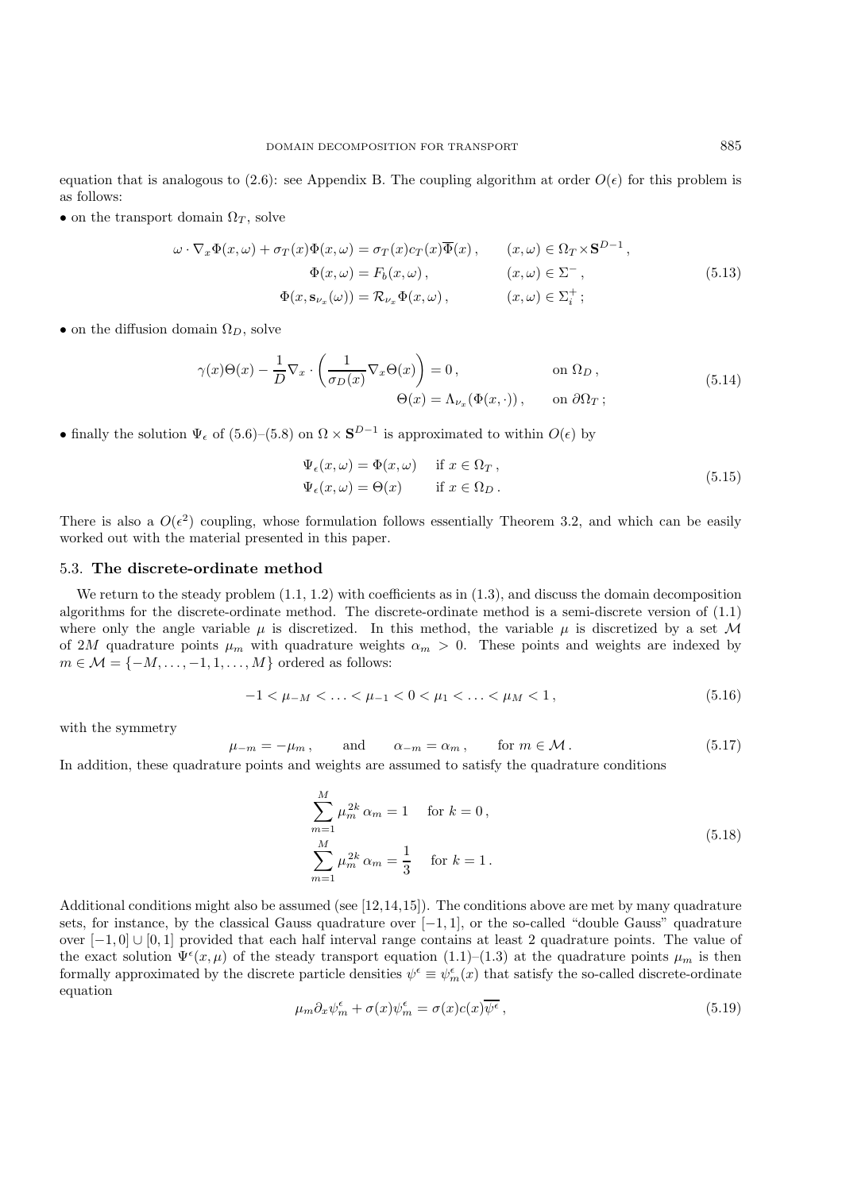equation that is analogous to (2.6): see Appendix B. The coupling algorithm at order $O(\epsilon)$ for this problem is as follows:

- on the transport domain $\Omega_T$, solve

$$
\begin{aligned}
\omega \cdot \nabla_x \Phi(x, \omega) + \sigma_T(x)\Phi(x, \omega) &= \sigma_T(x) c_T(x) \overline{\Phi}(x) , \qquad && (x, \omega) \in \Omega_T \times \mathbf{S}^{D-1} , \\
\Phi(x, \omega) &= F_b(x, \omega) , && (x, \omega) \in \Sigma^- , \\
\Phi(x, \mathbf{s}_{\nu_x}(\omega)) &= \mathcal{R}_{\nu_x} \Phi(x, \omega) , && (x, \omega) \in \Sigma_i^+ ;
\end{aligned}
\tag{5.13}
$$

- on the diffusion domain $\Omega_D$, solve

$$
\begin{aligned}
\gamma(x)\Theta(x) - \frac{1}{D} \nabla_x \cdot \left( \frac{1}{\sigma_D(x)} \nabla_x \Theta(x) \right) &= 0 , \qquad && \text{on } \Omega_D , \\
\Theta(x) &= \Lambda_{\nu_x}(\Phi(x, \cdot)) , && \text{on } \partial\Omega_T ;
\end{aligned}
\tag{5.14}
$$

- finally the solution $\Psi_\epsilon$ of (5.6)–(5.8) on $\Omega \times \mathbf{S}^{D-1}$ is approximated to within $O(\epsilon)$ by

$$
\begin{aligned}
\Psi_\epsilon(x, \omega) &= \Phi(x, \omega) \quad && \text{if } x \in \Omega_T , \\
\Psi_\epsilon(x, \omega) &= \Theta(x) && \text{if } x \in \Omega_D .
\end{aligned}
\tag{5.15}
$$

There is also a $O(\epsilon^2)$ coupling, whose formulation follows essentially Theorem 3.2, and which can be easily worked out with the material presented in this paper.

### 5.3. The discrete-ordinate method

We return to the steady problem (1.1, 1.2) with coefficients as in (1.3), and discuss the domain decomposition algorithms for the discrete-ordinate method. The discrete-ordinate method is a semi-discrete version of (1.1) where only the angle variable $\mu$ is discretized. In this method, the variable $\mu$ is discretized by a set $\mathcal{M}$ of $2M$ quadrature points $\mu_m$ with quadrature weights $\alpha_m > 0$. These points and weights are indexed by $m \in \mathcal{M} = \{-M, \ldots, -1, 1, \ldots, M\}$ ordered as follows:

$$
-1 < \mu_{-M} < \ldots < \mu_{-1} < 0 < \mu_1 < \ldots < \mu_M < 1 , \tag{5.16}
$$

with the symmetry

$$
\mu_{-m} = -\mu_m , \qquad \text{and} \qquad \alpha_{-m} = \alpha_m , \qquad \text{for } m \in \mathcal{M} . \tag{5.17}
$$

In addition, these quadrature points and weights are assumed to satisfy the quadrature conditions

$$
\begin{aligned}
\sum_{m=1}^{M} \mu_m^{2k} \, \alpha_m &= 1 \quad \text{for } k = 0 , \\
\sum_{m=1}^{M} \mu_m^{2k} \, \alpha_m &= \frac{1}{3} \quad \text{for } k = 1 .
\end{aligned}
\tag{5.18}
$$

Additional conditions might also be assumed (see [12,14,15]). The conditions above are met by many quadrature sets, for instance, by the classical Gauss quadrature over $[-1, 1]$, or the so-called "double Gauss" quadrature over $[-1, 0] \cup [0, 1]$ provided that each half interval range contains at least 2 quadrature points. The value of the exact solution $\Psi^\epsilon(x, \mu)$ of the steady transport equation (1.1)–(1.3) at the quadrature points $\mu_m$ is then formally approximated by the discrete particle densities $\psi^\epsilon \equiv \psi_m^\epsilon(x)$ that satisfy the so-called discrete-ordinate equation

$$
\mu_m \partial_x \psi_m^\epsilon + \sigma(x)\psi_m^\epsilon = \sigma(x) c(x) \overline{\psi^\epsilon} , \tag{5.19}
$$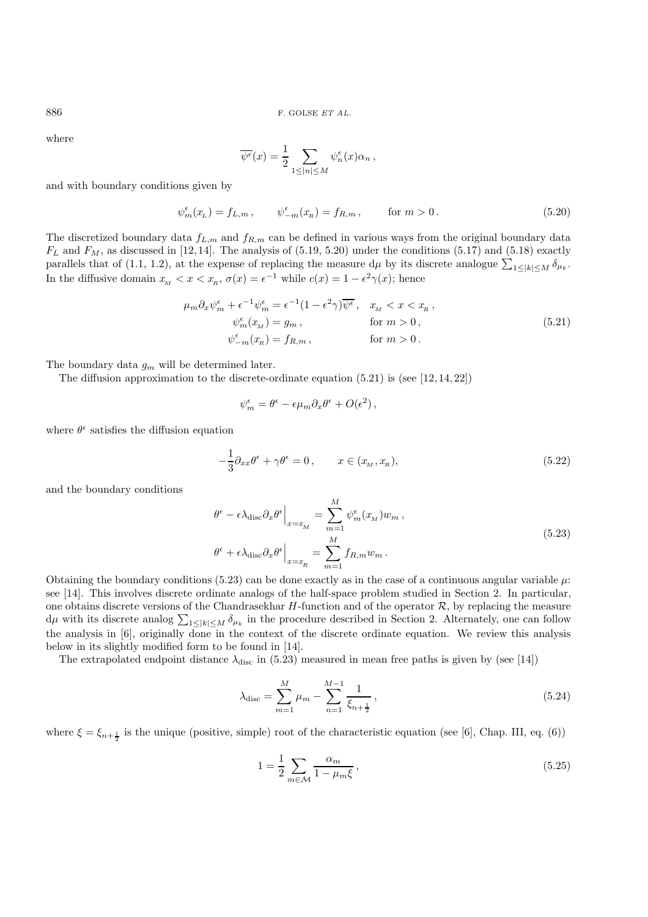where

$$\overline{\psi^\epsilon}(x) = \frac{1}{2} \sum_{1\le |n| \le M} \psi_n^\epsilon(x)\alpha_n \,,$$

and with boundary conditions given by

$$\psi_m^\epsilon(x_{\scriptscriptstyle L}) = f_{L,m}\,, \qquad \psi_{-m}^\epsilon(x_{\scriptscriptstyle R}) = f_{R,m}\,, \qquad \text{for } m>0\,. \tag{5.20}$$

The discretized boundary data $f_{L,m}$ and $f_{R,m}$ can be defined in various ways from the original boundary data $F_L$ and $F_M$, as discussed in [12,14]. The analysis of (5.19, 5.20) under the conditions (5.17) and (5.18) exactly parallels that of (1.1, 1.2), at the expense of replacing the measure $\mathrm{d}\mu$ by its discrete analogue $\sum_{1\le|k|\le M}\delta_{\mu_k}$. In the diffusive domain $x_{\scriptscriptstyle M} < x < x_{\scriptscriptstyle R}$, $\sigma(x) = \epsilon^{-1}$ while $c(x) = 1-\epsilon^2\gamma(x)$; hence

$$\begin{aligned}
\mu_m \partial_x \psi_m^\epsilon + \epsilon^{-1}\psi_m^\epsilon &= \epsilon^{-1}(1-\epsilon^2\gamma)\overline{\psi^\epsilon}\,, && x_{\scriptscriptstyle M} < x < x_{\scriptscriptstyle R}\,,\\
\psi_m^\epsilon(x_{\scriptscriptstyle M}) &= g_m\,, && \text{for } m>0\,,\\
\psi_{-m}^\epsilon(x_{\scriptscriptstyle R}) &= f_{R,m}\,, && \text{for } m>0\,.
\end{aligned} \tag{5.21}$$

The boundary data $g_m$ will be determined later.

The diffusion approximation to the discrete-ordinate equation (5.21) is (see [12,14,22])

$$\psi_m^\epsilon = \theta^\epsilon - \epsilon\mu_m\partial_x\theta^\epsilon + O(\epsilon^2)\,,$$

where $\theta^\epsilon$ satisfies the diffusion equation

$$-\frac{1}{3}\partial_{xx}\theta^\epsilon + \gamma\theta^\epsilon = 0\,, \qquad x\in(x_{\scriptscriptstyle M}, x_{\scriptscriptstyle R}), \tag{5.22}$$

and the boundary conditions

$$\begin{aligned}
\theta^\epsilon - \epsilon\lambda_{\mathrm{disc}}\partial_x\theta^\epsilon\Big|_{x=x_{\scriptscriptstyle M}} &= \sum_{m=1}^{M}\psi_m^\epsilon(x_{\scriptscriptstyle M})w_m\,,\\
\theta^\epsilon + \epsilon\lambda_{\mathrm{disc}}\partial_x\theta^\epsilon\Big|_{x=x_{\scriptscriptstyle R}} &= \sum_{m=1}^{M} f_{R,m}w_m\,.
\end{aligned} \tag{5.23}$$

Obtaining the boundary conditions (5.23) can be done exactly as in the case of a continuous angular variable $\mu$: see [14]. This involves discrete ordinate analogs of the half-space problem studied in Section 2. In particular, one obtains discrete versions of the Chandrasekhar $H$-function and of the operator $\mathcal{R}$, by replacing the measure $\mathrm{d}\mu$ with its discrete analog $\sum_{1\le|k|\le M}\delta_{\mu_k}$ in the procedure described in Section 2. Alternately, one can follow the analysis in [6], originally done in the context of the discrete ordinate equation. We review this analysis below in its slightly modified form to be found in [14].

The extrapolated endpoint distance $\lambda_{\mathrm{disc}}$ in (5.23) measured in mean free paths is given by (see [14])

$$\lambda_{\mathrm{disc}} = \sum_{m=1}^{M}\mu_m - \sum_{n=1}^{M-1}\frac{1}{\xi_{n+\frac{1}{2}}}\,, \tag{5.24}$$

where $\xi = \xi_{n+\frac{1}{2}}$ is the unique (positive, simple) root of the characteristic equation (see [6], Chap. III, eq. (6))

$$1 = \frac{1}{2}\sum_{m\in\mathcal{M}}\frac{\alpha_m}{1-\mu_m\xi}\,, \tag{5.25}$$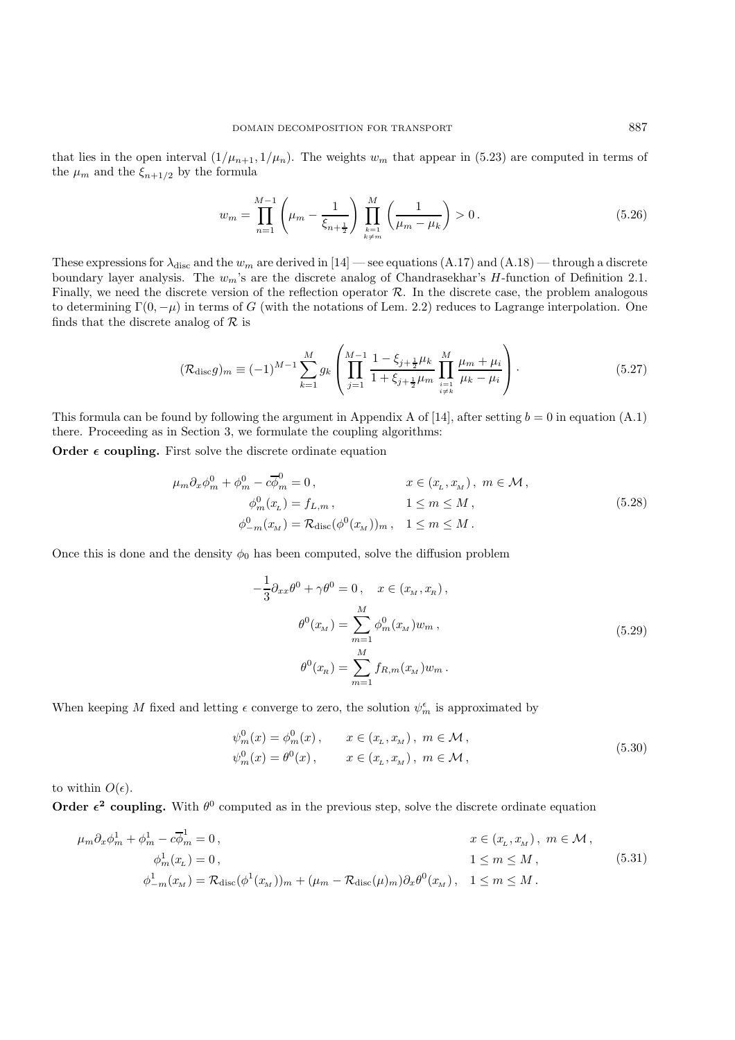that lies in the open interval $(1/\mu_{n+1}, 1/\mu_n)$. The weights $w_m$ that appear in (5.23) are computed in terms of the $\mu_m$ and the $\xi_{n+1/2}$ by the formula

$$w_m = \prod_{n=1}^{M-1} \left( \mu_m - \frac{1}{\xi_{n+\frac{1}{2}}} \right) \prod_{\substack{k=1 \\ k \neq m}}^{M} \left( \frac{1}{\mu_m - \mu_k} \right) > 0 \,. \tag{5.26}$$

These expressions for $\lambda_{\mathrm{disc}}$ and the $w_m$ are derived in [14] — see equations (A.17) and (A.18) — through a discrete boundary layer analysis. The $w_m$'s are the discrete analog of Chandrasekhar's $H$-function of Definition 2.1. Finally, we need the discrete version of the reflection operator $\mathcal{R}$. In the discrete case, the problem analogous to determining $\Gamma(0, -\mu)$ in terms of $G$ (with the notations of Lem. 2.2) reduces to Lagrange interpolation. One finds that the discrete analog of $\mathcal{R}$ is

$$(\mathcal{R}_{\mathrm{disc}} g)_m \equiv (-1)^{M-1} \sum_{k=1}^{M} g_k \left( \prod_{j=1}^{M-1} \frac{1 - \xi_{j+\frac{1}{2}} \mu_k}{1 + \xi_{j+\frac{1}{2}} \mu_m} \prod_{\substack{i=1 \\ i \neq k}}^{M} \frac{\mu_m + \mu_i}{\mu_k - \mu_i} \right). \tag{5.27}$$

This formula can be found by following the argument in Appendix A of [14], after setting $b = 0$ in equation (A.1) there. Proceeding as in Section 3, we formulate the coupling algorithms:

**Order $\epsilon$ coupling.** First solve the discrete ordinate equation

$$\begin{aligned}
\mu_m \partial_x \phi_m^0 + \phi_m^0 - c\overline{\phi}_m^0 &= 0 \,, & x \in (x_L, x_M) \,,\ m \in \mathcal{M} \,, \\
\phi_m^0(x_L) &= f_{L,m} \,, & 1 \leq m \leq M \,, \\
\phi_{-m}^0(x_M) &= \mathcal{R}_{\mathrm{disc}}(\phi^0(x_M))_m \,, & 1 \leq m \leq M \,.
\end{aligned} \tag{5.28}$$

Once this is done and the density $\phi_0$ has been computed, solve the diffusion problem

$$\begin{aligned}
-\frac{1}{3} \partial_{xx} \theta^0 + \gamma \theta^0 &= 0 \,, \quad x \in (x_M, x_R) \,, \\
\theta^0(x_M) &= \sum_{m=1}^{M} \phi_m^0(x_M) w_m \,, \\
\theta^0(x_R) &= \sum_{m=1}^{M} f_{R,m}(x_M) w_m \,.
\end{aligned} \tag{5.29}$$

When keeping $M$ fixed and letting $\epsilon$ converge to zero, the solution $\psi_m^\epsilon$ is approximated by

$$\begin{aligned}
\psi_m^0(x) &= \phi_m^0(x) \,, & x \in (x_L, x_M) \,,\ m \in \mathcal{M} \,, \\
\psi_m^0(x) &= \theta^0(x) \,, & x \in (x_L, x_M) \,,\ m \in \mathcal{M} \,,
\end{aligned} \tag{5.30}$$

to within $O(\epsilon)$.

**Order $\epsilon^2$ coupling.** With $\theta^0$ computed as in the previous step, solve the discrete ordinate equation

$$\begin{aligned}
\mu_m \partial_x \phi_m^1 + \phi_m^1 - c\overline{\phi}_m^1 &= 0 \,, & x \in (x_L, x_M) \,,\ m \in \mathcal{M} \,, \\
\phi_m^1(x_L) &= 0 \,, & 1 \leq m \leq M \,, \\
\phi_{-m}^1(x_M) &= \mathcal{R}_{\mathrm{disc}}(\phi^1(x_M))_m + (\mu_m - \mathcal{R}_{\mathrm{disc}}(\mu)_m) \partial_x \theta^0(x_M) \,, & 1 \leq m \leq M \,.
\end{aligned} \tag{5.31}$$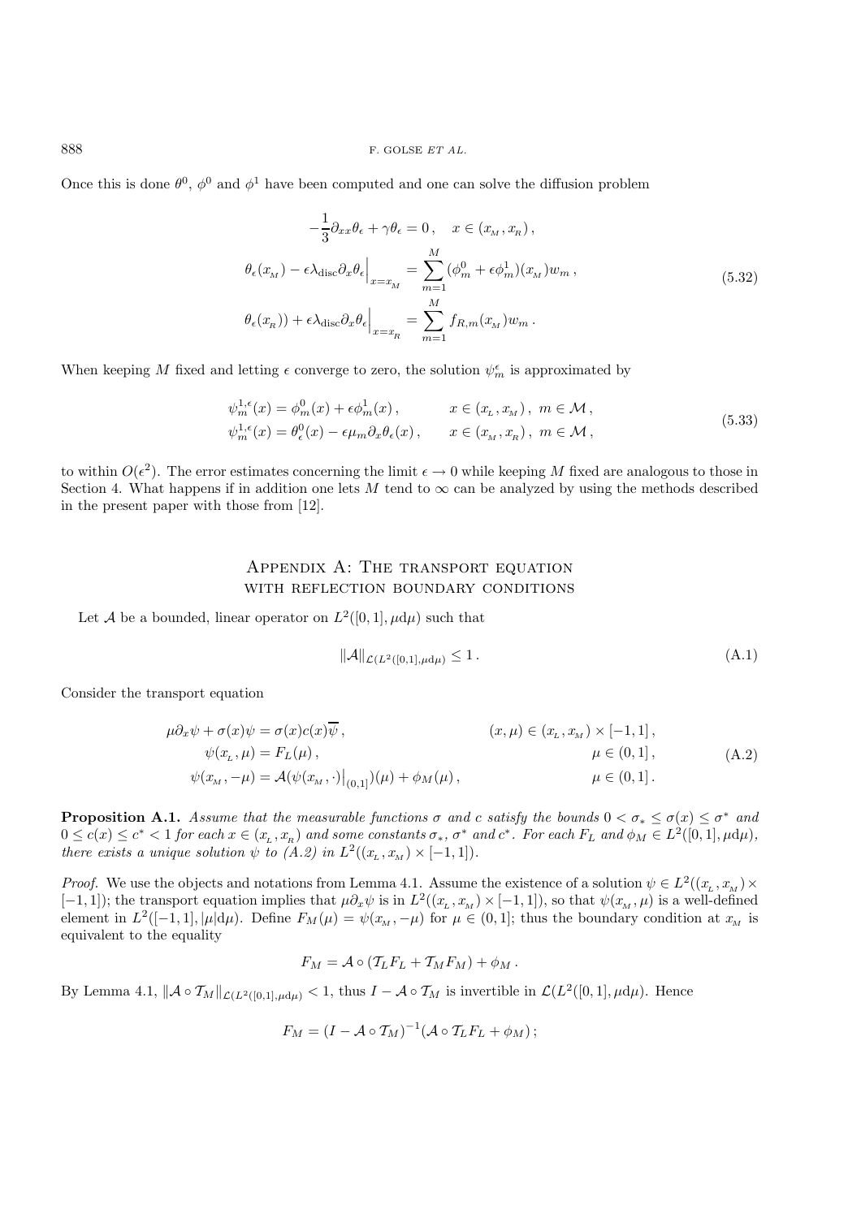Once this is done $\theta^0$, $\phi^0$ and $\phi^1$ have been computed and one can solve the diffusion problem

$$
\begin{aligned}
-\frac{1}{3}\partial_{xx}\theta_\epsilon + \gamma\theta_\epsilon = 0\,, \quad x \in (x_{_M}, x_{_R})\,,\\
\theta_\epsilon(x_{_M}) - \epsilon\lambda_{\rm disc}\partial_x\theta_\epsilon\Big|_{x=x_{_M}} = \sum_{m=1}^{M}(\phi_m^0 + \epsilon\phi_m^1)(x_{_M})w_m\,,\\
\theta_\epsilon(x_{_R})) + \epsilon\lambda_{\rm disc}\partial_x\theta_\epsilon\Big|_{x=x_{_R}} = \sum_{m=1}^{M} f_{R,m}(x_{_M})w_m\,.
\end{aligned}
\tag{5.32}
$$

When keeping $M$ fixed and letting $\epsilon$ converge to zero, the solution $\psi_m^\epsilon$ is approximated by

$$
\begin{aligned}
\psi_m^{1,\epsilon}(x) &= \phi_m^0(x) + \epsilon\phi_m^1(x)\,, \qquad & x \in (x_{_L}, x_{_M})\,,\ m \in \mathcal{M}\,,\\
\psi_m^{1,\epsilon}(x) &= \theta_\epsilon^0(x) - \epsilon\mu_m\partial_x\theta_\epsilon(x)\,, \qquad & x \in (x_{_M}, x_{_R})\,,\ m \in \mathcal{M}\,,
\end{aligned}
\tag{5.33}
$$

to within $O(\epsilon^2)$. The error estimates concerning the limit $\epsilon \to 0$ while keeping $M$ fixed are analogous to those in Section 4. What happens if in addition one lets $M$ tend to $\infty$ can be analyzed by using the methods described in the present paper with those from [12].

## Appendix A: The transport equation with reflection boundary conditions

Let $\mathcal{A}$ be a bounded, linear operator on $L^2([0,1], \mu{\rm d}\mu)$ such that

$$
\|\mathcal{A}\|_{\mathcal{L}(L^2([0,1],\mu{\rm d}\mu)} \le 1\,. \tag{A.1}
$$

Consider the transport equation

$$
\begin{aligned}
\mu\partial_x\psi + \sigma(x)\psi &= \sigma(x)c(x)\overline{\psi}\,, \qquad & (x,\mu) \in (x_{_L}, x_{_M}) \times [-1,1]\,,\\
\psi(x_{_L}, \mu) &= F_L(\mu)\,, & \mu \in (0,1]\,,\\
\psi(x_{_M}, -\mu) &= \mathcal{A}(\psi(x_{_M}, \cdot)\big|_{(0,1]})(\mu) + \phi_M(\mu)\,, & \mu \in (0,1]\,.
\end{aligned}
\tag{A.2}
$$

**Proposition A.1.** *Assume that the measurable functions $\sigma$ and $c$ satisfy the bounds $0 < \sigma_* \le \sigma(x) \le \sigma^*$ and $0 \le c(x) \le c^* < 1$ for each $x \in (x_{_L}, x_{_R})$ and some constants $\sigma_*$, $\sigma^*$ and $c^*$. For each $F_L$ and $\phi_M \in L^2([0,1], \mu{\rm d}\mu)$, there exists a unique solution $\psi$ to (A.2) in $L^2((x_{_L}, x_{_M}) \times [-1,1])$.*

*Proof.* We use the objects and notations from Lemma 4.1. Assume the existence of a solution $\psi \in L^2((x_{_L}, x_{_M}) \times [-1,1])$; the transport equation implies that $\mu\partial_x\psi$ is in $L^2((x_{_L}, x_{_M}) \times [-1,1])$, so that $\psi(x_{_M}, \mu)$ is a well-defined element in $L^2([-1,1], |\mu|{\rm d}\mu)$. Define $F_M(\mu) = \psi(x_{_M}, -\mu)$ for $\mu \in (0,1]$; thus the boundary condition at $x_{_M}$ is equivalent to the equality

$$
F_M = \mathcal{A} \circ (\mathcal{T}_L F_L + \mathcal{T}_M F_M) + \phi_M\,.
$$

By Lemma 4.1, $\|\mathcal{A} \circ \mathcal{T}_M\|_{\mathcal{L}(L^2([0,1],\mu{\rm d}\mu)} < 1$, thus $I - \mathcal{A} \circ \mathcal{T}_M$ is invertible in $\mathcal{L}(L^2([0,1], \mu{\rm d}\mu)$. Hence

$$
F_M = (I - \mathcal{A} \circ \mathcal{T}_M)^{-1}(\mathcal{A} \circ \mathcal{T}_L F_L + \phi_M)\,;
$$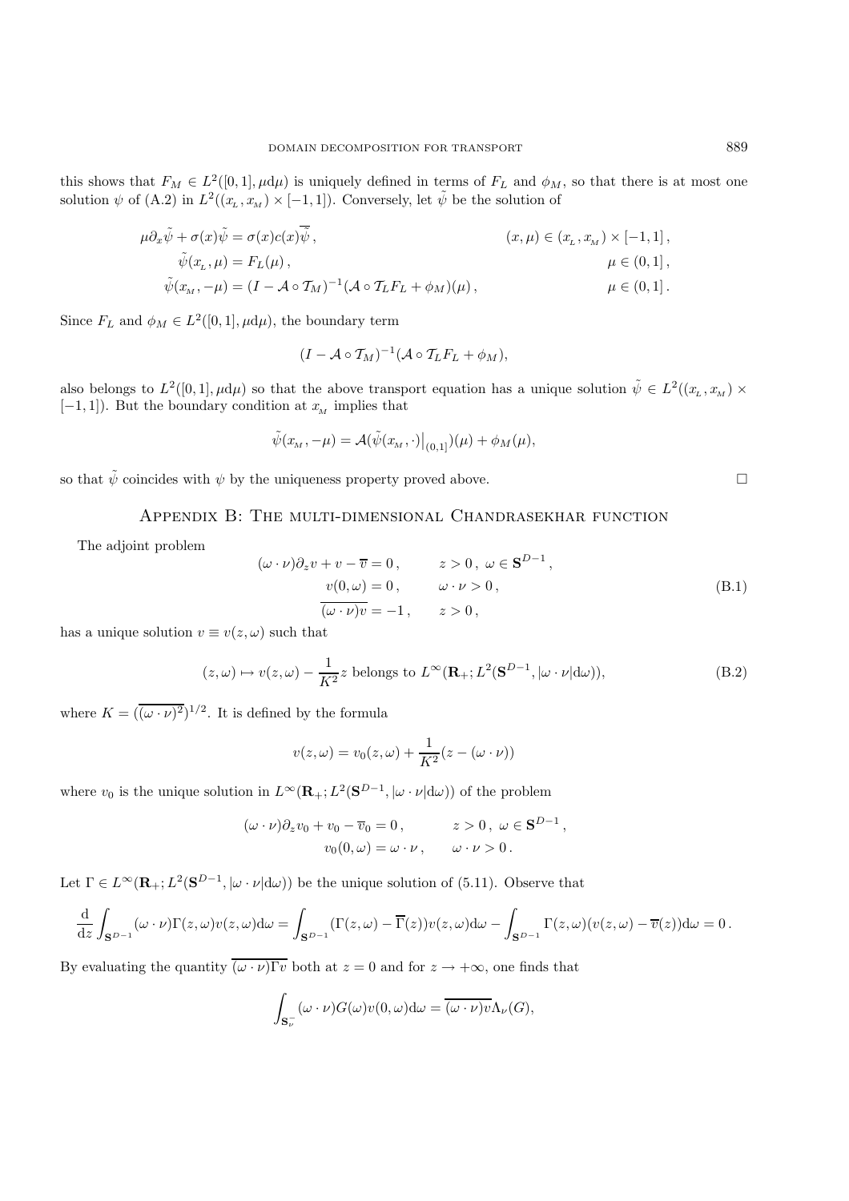this shows that $F_M \in L^2([0,1], \mu d\mu)$ is uniquely defined in terms of $F_L$ and $\phi_M$, so that there is at most one solution $\psi$ of (A.2) in $L^2((x_{_L}, x_{_M}) \times [-1,1])$. Conversely, let $\tilde{\psi}$ be the solution of

$$
\begin{aligned}
\mu \partial_x \tilde{\psi} + \sigma(x)\tilde{\psi} &= \sigma(x)c(x)\overline{\tilde{\psi}}\,, && (x,\mu) \in (x_{_L}, x_{_M}) \times [-1,1]\,,\\
\tilde{\psi}(x_{_L}, \mu) &= F_L(\mu)\,, && \mu \in (0,1]\,,\\
\tilde{\psi}(x_{_M}, -\mu) &= (I - \mathcal{A} \circ \mathcal{T}_M)^{-1}(\mathcal{A} \circ \mathcal{T}_L F_L + \phi_M)(\mu)\,, && \mu \in (0,1]\,.
\end{aligned}
$$

Since $F_L$ and $\phi_M \in L^2([0,1], \mu d\mu)$, the boundary term

$$
(I - \mathcal{A} \circ \mathcal{T}_M)^{-1}(\mathcal{A} \circ \mathcal{T}_L F_L + \phi_M),
$$

also belongs to $L^2([0,1], \mu d\mu)$ so that the above transport equation has a unique solution $\tilde{\psi} \in L^2((x_{_L}, x_{_M}) \times [-1,1])$. But the boundary condition at $x_{_M}$ implies that

$$
\tilde{\psi}(x_{_M}, -\mu) = \mathcal{A}(\tilde{\psi}(x_{_M}, \cdot)\big|_{(0,1]})(\mu) + \phi_M(\mu),
$$

so that $\tilde{\psi}$ coincides with $\psi$ by the uniqueness property proved above. $\square$

## Appendix B: The multi-dimensional Chandrasekhar function

The adjoint problem

$$
\begin{aligned}
(\omega \cdot \nu)\partial_z v + v - \overline{v} &= 0\,, && z > 0\,,\ \omega \in \mathbf{S}^{D-1}\,,\\
v(0,\omega) &= 0\,, && \omega \cdot \nu > 0\,,\\
\overline{(\omega \cdot \nu)v} &= -1\,, && z > 0\,,
\end{aligned}
\tag{B.1}
$$

has a unique solution $v \equiv v(z,\omega)$ such that

$$
(z,\omega) \mapsto v(z,\omega) - \frac{1}{K^2} z \text{ belongs to } L^\infty(\mathbf{R}_+; L^2(\mathbf{S}^{D-1}, |\omega \cdot \nu| d\omega)),
\tag{B.2}
$$

where $K = (\overline{(\omega \cdot \nu)^2})^{1/2}$. It is defined by the formula

$$
v(z,\omega) = v_0(z,\omega) + \frac{1}{K^2}(z - (\omega \cdot \nu))
$$

where $v_0$ is the unique solution in $L^\infty(\mathbf{R}_+; L^2(\mathbf{S}^{D-1}, |\omega \cdot \nu| d\omega))$ of the problem

$$
\begin{aligned}
(\omega \cdot \nu)\partial_z v_0 + v_0 - \overline{v}_0 &= 0\,, && z > 0\,,\ \omega \in \mathbf{S}^{D-1}\,,\\
v_0(0,\omega) &= \omega \cdot \nu\,, && \omega \cdot \nu > 0\,.
\end{aligned}
$$

Let $\Gamma \in L^\infty(\mathbf{R}_+; L^2(\mathbf{S}^{D-1}, |\omega \cdot \nu| d\omega))$ be the unique solution of (5.11). Observe that

$$
\frac{\mathrm{d}}{\mathrm{d}z} \int_{\mathbf{S}^{D-1}} (\omega \cdot \nu)\Gamma(z,\omega)v(z,\omega)\mathrm{d}\omega = \int_{\mathbf{S}^{D-1}} (\Gamma(z,\omega) - \overline{\Gamma}(z))v(z,\omega)\mathrm{d}\omega - \int_{\mathbf{S}^{D-1}} \Gamma(z,\omega)(v(z,\omega) - \overline{v}(z))\mathrm{d}\omega = 0\,.
$$

By evaluating the quantity $\overline{(\omega \cdot \nu)\Gamma v}$ both at $z = 0$ and for $z \to +\infty$, one finds that

$$
\int_{\mathbf{S}_\nu^-} (\omega \cdot \nu)G(\omega)v(0,\omega)\mathrm{d}\omega = \overline{(\omega \cdot \nu)v}\Lambda_\nu(G),
$$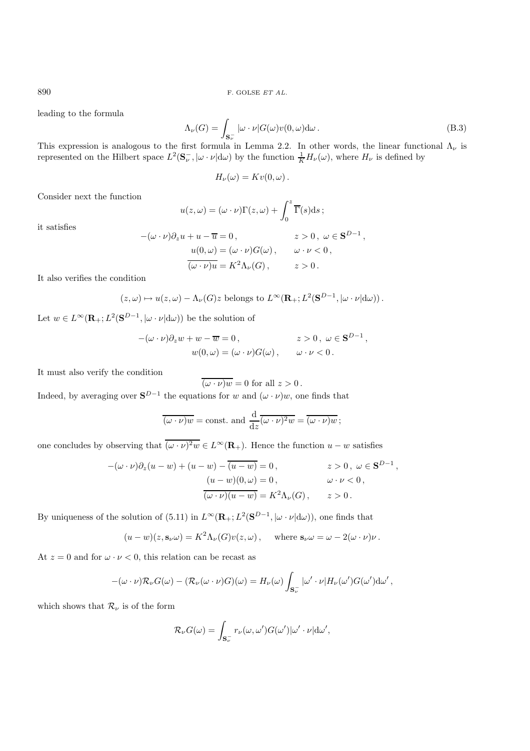leading to the formula

$$\Lambda_\nu(G) = \int_{\mathbf{S}_\nu^-} |\omega \cdot \nu| G(\omega) v(0,\omega) \mathrm{d}\omega \,. \tag{B.3}$$

This expression is analogous to the first formula in Lemma 2.2. In other words, the linear functional $\Lambda_\nu$ is represented on the Hilbert space $L^2(\mathbf{S}_\nu^-, |\omega \cdot \nu| \mathrm{d}\omega)$ by the function $\frac{1}{K} H_\nu(\omega)$, where $H_\nu$ is defined by

$$H_\nu(\omega) = K v(0,\omega) \,.$$

Consider next the function

$$u(z,\omega) = (\omega \cdot \nu) \Gamma(z,\omega) + \int_0^z \overline{\Gamma}(s) \mathrm{d}s \,;$$

it satisfies

$$\begin{aligned}
-(\omega \cdot \nu)\partial_z u + u - \overline{u} &= 0 \,, && z > 0 \,,\ \omega \in \mathbf{S}^{D-1} \,, \\
u(0,\omega) &= (\omega \cdot \nu) G(\omega) \,, && \omega \cdot \nu < 0 \,, \\
\overline{(\omega \cdot \nu) u} &= K^2 \Lambda_\nu(G) \,, && z > 0 \,.
\end{aligned}$$

It also verifies the condition

$$(z,\omega) \mapsto u(z,\omega) - \Lambda_\nu(G) z \text{ belongs to } L^\infty(\mathbf{R}_+; L^2(\mathbf{S}^{D-1}, |\omega \cdot \nu| \mathrm{d}\omega)) \,.$$

Let $w \in L^\infty(\mathbf{R}_+; L^2(\mathbf{S}^{D-1}, |\omega \cdot \nu| \mathrm{d}\omega))$ be the solution of

$$\begin{aligned}
-(\omega \cdot \nu)\partial_z w + w - \overline{w} &= 0 \,, && z > 0 \,,\ \omega \in \mathbf{S}^{D-1} \,, \\
w(0,\omega) &= (\omega \cdot \nu) G(\omega) \,, && \omega \cdot \nu < 0 \,.
\end{aligned}$$

It must also verify the condition

$$\overline{(\omega \cdot \nu) w} = 0 \text{ for all } z > 0 \,.$$

Indeed, by averaging over $\mathbf{S}^{D-1}$ the equations for $w$ and $(\omega \cdot \nu) w$, one finds that

$$\overline{(\omega \cdot \nu) w} = \text{const. and } \frac{\mathrm{d}}{\mathrm{d}z} \overline{(\omega \cdot \nu)^2 w} = \overline{(\omega \cdot \nu) w} \,;$$

one concludes by observing that $\overline{(\omega \cdot \nu)^2 w} \in L^\infty(\mathbf{R}_+)$. Hence the function $u - w$ satisfies

$$\begin{aligned}
-(\omega \cdot \nu)\partial_z (u-w) + (u-w) - \overline{(u-w)} &= 0 \,, && z > 0 \,,\ \omega \in \mathbf{S}^{D-1} \,, \\
(u-w)(0,\omega) &= 0 \,, && \omega \cdot \nu < 0 \,, \\
\overline{(\omega \cdot \nu)(u-w)} &= K^2 \Lambda_\nu(G) \,, && z > 0 \,.
\end{aligned}$$

By uniqueness of the solution of (5.11) in $L^\infty(\mathbf{R}_+; L^2(\mathbf{S}^{D-1}, |\omega \cdot \nu| \mathrm{d}\omega))$, one finds that

$$(u-w)(z, \mathbf{s}_\nu \omega) = K^2 \Lambda_\nu(G) v(z,\omega) \,, \quad \text{where } \mathbf{s}_\nu \omega = \omega - 2(\omega \cdot \nu)\nu \,.$$

At $z = 0$ and for $\omega \cdot \nu < 0$, this relation can be recast as

$$-(\omega \cdot \nu) \mathcal{R}_\nu G(\omega) - (\mathcal{R}_\nu (\omega \cdot \nu) G)(\omega) = H_\nu(\omega) \int_{\mathbf{S}_\nu^-} |\omega' \cdot \nu| H_\nu(\omega') G(\omega') \mathrm{d}\omega' \,,$$

which shows that $\mathcal{R}_\nu$ is of the form

$$\mathcal{R}_\nu G(\omega) = \int_{\mathbf{S}_\nu^-} r_\nu(\omega,\omega') G(\omega') |\omega' \cdot \nu| \mathrm{d}\omega',$$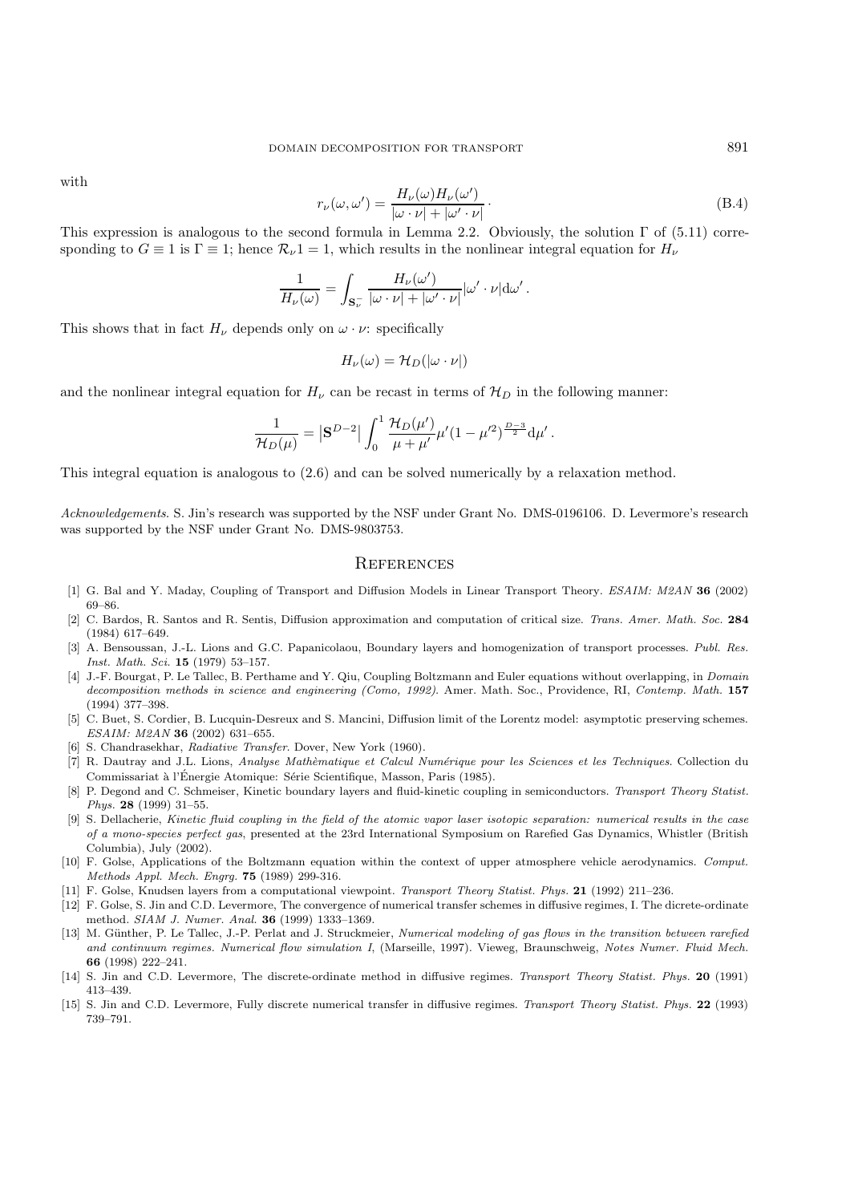with

$$r_\nu(\omega, \omega') = \frac{H_\nu(\omega) H_\nu(\omega')}{|\omega \cdot \nu| + |\omega' \cdot \nu|} \cdot \tag{B.4}$$

This expression is analogous to the second formula in Lemma 2.2. Obviously, the solution $\Gamma$ of (5.11) corresponding to $G \equiv 1$ is $\Gamma \equiv 1$; hence $\mathcal{R}_\nu 1 = 1$, which results in the nonlinear integral equation for $H_\nu$

$$\frac{1}{H_\nu(\omega)} = \int_{\mathbf{S}_\nu^-} \frac{H_\nu(\omega')}{|\omega \cdot \nu| + |\omega' \cdot \nu|} |\omega' \cdot \nu| \mathrm{d}\omega' .$$

This shows that in fact $H_\nu$ depends only on $\omega \cdot \nu$: specifically

$$H_\nu(\omega) = \mathcal{H}_D(|\omega \cdot \nu|)$$

and the nonlinear integral equation for $H_\nu$ can be recast in terms of $\mathcal{H}_D$ in the following manner:

$$\frac{1}{\mathcal{H}_D(\mu)} = \left|\mathbf{S}^{D-2}\right| \int_0^1 \frac{\mathcal{H}_D(\mu')}{\mu + \mu'} \mu' (1 - \mu'^2)^{\frac{D-3}{2}} \mathrm{d}\mu' .$$

This integral equation is analogous to (2.6) and can be solved numerically by a relaxation method.

*Acknowledgements*. S. Jin's research was supported by the NSF under Grant No. DMS-0196106. D. Levermore's research was supported by the NSF under Grant No. DMS-9803753.

## References

[1] G. Bal and Y. Maday, Coupling of Transport and Diffusion Models in Linear Transport Theory. *ESAIM: M2AN* **36** (2002) 69–86.

[2] C. Bardos, R. Santos and R. Sentis, Diffusion approximation and computation of critical size. *Trans. Amer. Math. Soc.* **284** (1984) 617–649.

[3] A. Bensoussan, J.-L. Lions and G.C. Papanicolaou, Boundary layers and homogenization of transport processes. *Publ. Res. Inst. Math. Sci.* **15** (1979) 53–157.

[4] J.-F. Bourgat, P. Le Tallec, B. Perthame and Y. Qiu, Coupling Boltzmann and Euler equations without overlapping, in *Domain decomposition methods in science and engineering (Como, 1992)*. Amer. Math. Soc., Providence, RI, *Contemp. Math.* **157** (1994) 377–398.

[5] C. Buet, S. Cordier, B. Lucquin-Desreux and S. Mancini, Diffusion limit of the Lorentz model: asymptotic preserving schemes. *ESAIM: M2AN* **36** (2002) 631–655.

[6] S. Chandrasekhar, *Radiative Transfer*. Dover, New York (1960).

[7] R. Dautray and J.L. Lions, *Analyse Mathèmatique et Calcul Numérique pour les Sciences et les Techniques*. Collection du Commissariat à l'Énergie Atomique: Série Scientifique, Masson, Paris (1985).

[8] P. Degond and C. Schmeiser, Kinetic boundary layers and fluid-kinetic coupling in semiconductors. *Transport Theory Statist. Phys.* **28** (1999) 31–55.

[9] S. Dellacherie, *Kinetic fluid coupling in the field of the atomic vapor laser isotopic separation: numerical results in the case of a mono-species perfect gas*, presented at the 23rd International Symposium on Rarefied Gas Dynamics, Whistler (British Columbia), July (2002).

[10] F. Golse, Applications of the Boltzmann equation within the context of upper atmosphere vehicle aerodynamics. *Comput. Methods Appl. Mech. Engrg.* **75** (1989) 299-316.

[11] F. Golse, Knudsen layers from a computational viewpoint. *Transport Theory Statist. Phys.* **21** (1992) 211–236.

[12] F. Golse, S. Jin and C.D. Levermore, The convergence of numerical transfer schemes in diffusive regimes, I. The dicrete-ordinate method. *SIAM J. Numer. Anal.* **36** (1999) 1333–1369.

[13] M. Günther, P. Le Tallec, J.-P. Perlat and J. Struckmeier, *Numerical modeling of gas flows in the transition between rarefied and continuum regimes. Numerical flow simulation I*, (Marseille, 1997). Vieweg, Braunschweig, *Notes Numer. Fluid Mech.* **66** (1998) 222–241.

[14] S. Jin and C.D. Levermore, The discrete-ordinate method in diffusive regimes. *Transport Theory Statist. Phys.* **20** (1991) 413–439.

[15] S. Jin and C.D. Levermore, Fully discrete numerical transfer in diffusive regimes. *Transport Theory Statist. Phys.* **22** (1993) 739–791.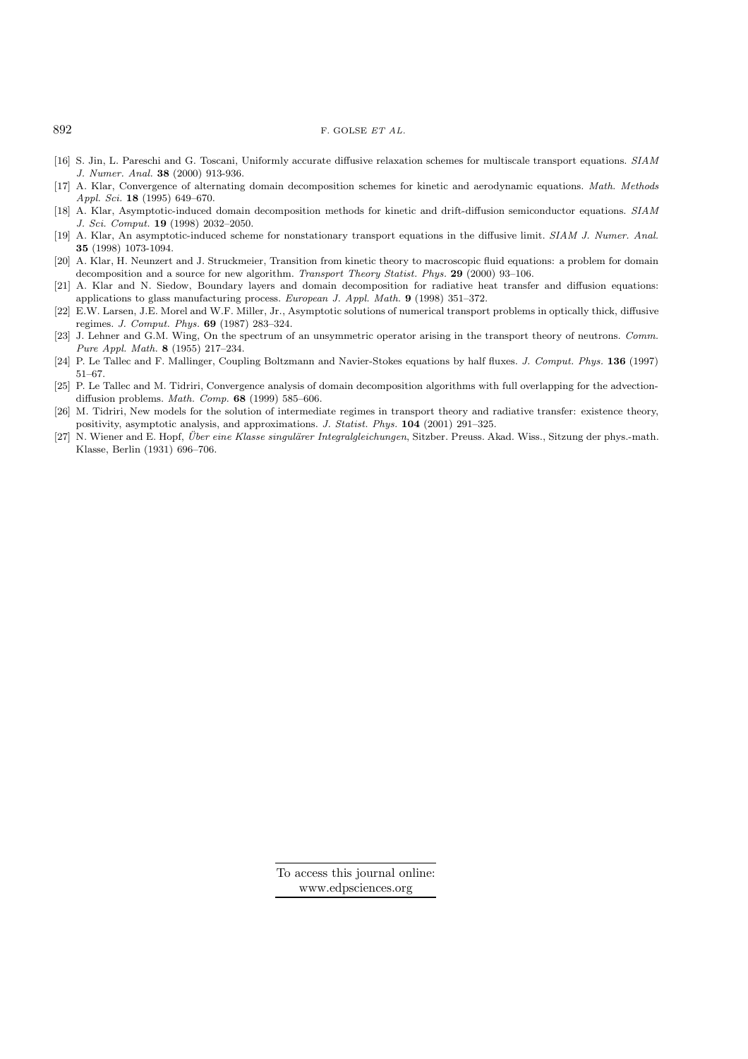[16] S. Jin, L. Pareschi and G. Toscani, Uniformly accurate diffusive relaxation schemes for multiscale transport equations. *SIAM J. Numer. Anal.* **38** (2000) 913-936.

[17] A. Klar, Convergence of alternating domain decomposition schemes for kinetic and aerodynamic equations. *Math. Methods Appl. Sci.* **18** (1995) 649–670.

[18] A. Klar, Asymptotic-induced domain decomposition methods for kinetic and drift-diffusion semiconductor equations. *SIAM J. Sci. Comput.* **19** (1998) 2032–2050.

[19] A. Klar, An asymptotic-induced scheme for nonstationary transport equations in the diffusive limit. *SIAM J. Numer. Anal.* **35** (1998) 1073-1094.

[20] A. Klar, H. Neunzert and J. Struckmeier, Transition from kinetic theory to macroscopic fluid equations: a problem for domain decomposition and a source for new algorithm. *Transport Theory Statist. Phys.* **29** (2000) 93–106.

[21] A. Klar and N. Siedow, Boundary layers and domain decomposition for radiative heat transfer and diffusion equations: applications to glass manufacturing process. *European J. Appl. Math.* **9** (1998) 351–372.

[22] E.W. Larsen, J.E. Morel and W.F. Miller, Jr., Asymptotic solutions of numerical transport problems in optically thick, diffusive regimes. *J. Comput. Phys.* **69** (1987) 283–324.

[23] J. Lehner and G.M. Wing, On the spectrum of an unsymmetric operator arising in the transport theory of neutrons. *Comm. Pure Appl. Math.* **8** (1955) 217–234.

[24] P. Le Tallec and F. Mallinger, Coupling Boltzmann and Navier-Stokes equations by half fluxes. *J. Comput. Phys.* **136** (1997) 51–67.

[25] P. Le Tallec and M. Tidriri, Convergence analysis of domain decomposition algorithms with full overlapping for the advection-diffusion problems. *Math. Comp.* **68** (1999) 585–606.

[26] M. Tidriri, New models for the solution of intermediate regimes in transport theory and radiative transfer: existence theory, positivity, asymptotic analysis, and approximations. *J. Statist. Phys.* **104** (2001) 291–325.

[27] N. Wiener and E. Hopf, *Über eine Klasse singulärer Integralgleichungen*, Sitzber. Preuss. Akad. Wiss., Sitzung der phys.-math. Klasse, Berlin (1931) 696–706.

To access this journal online:
www.edpsciences.org